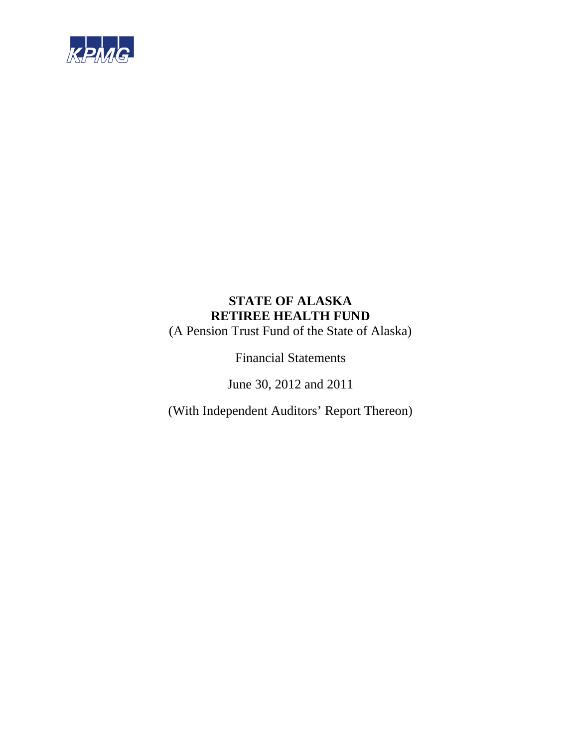KPMG

# STATE OF ALASKA
# RETIREE HEALTH FUND

(A Pension Trust Fund of the State of Alaska)

Financial Statements

June 30, 2012 and 2011

(With Independent Auditors' Report Thereon)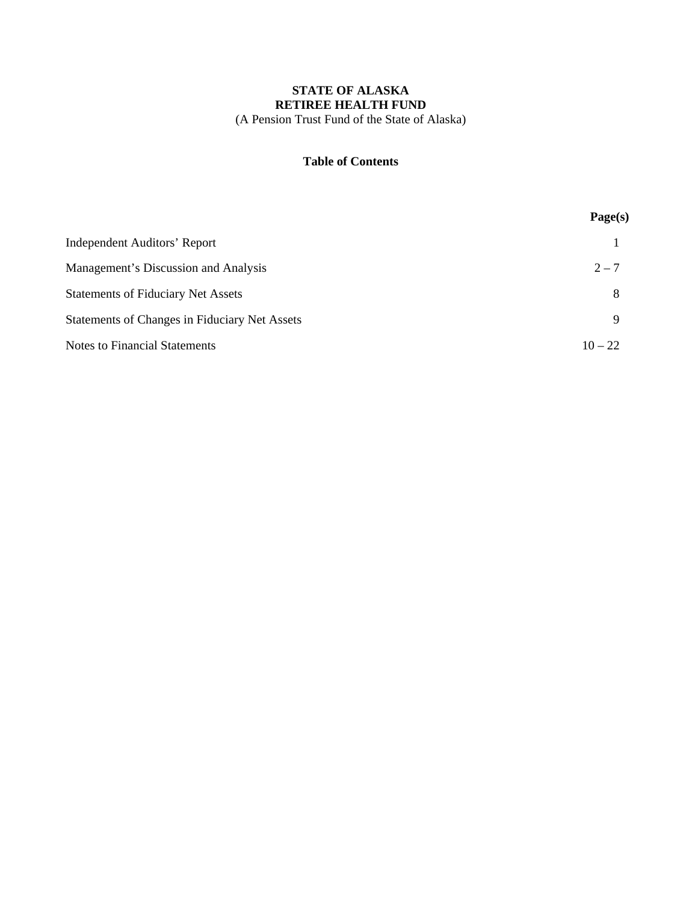**STATE OF ALASKA**
**RETIREE HEALTH FUND**
(A Pension Trust Fund of the State of Alaska)

**Table of Contents**

| | Page(s) |
|---|---|
| Independent Auditors' Report | 1 |
| Management's Discussion and Analysis | 2 – 7 |
| Statements of Fiduciary Net Assets | 8 |
| Statements of Changes in Fiduciary Net Assets | 9 |
| Notes to Financial Statements | 10 – 22 |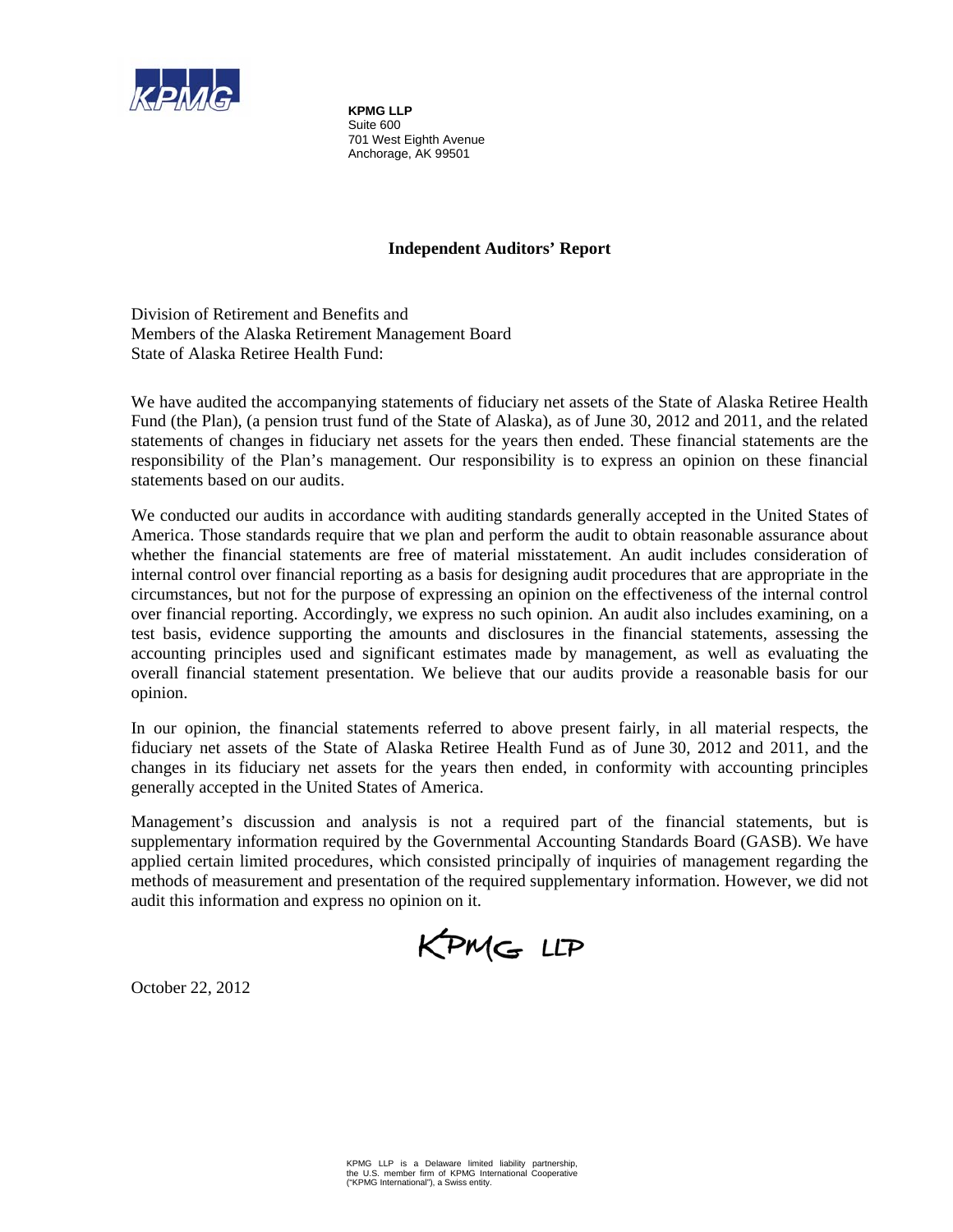**KPMG LLP**
Suite 600
701 West Eighth Avenue
Anchorage, AK 99501

## Independent Auditors' Report

Division of Retirement and Benefits and
Members of the Alaska Retirement Management Board
State of Alaska Retiree Health Fund:

We have audited the accompanying statements of fiduciary net assets of the State of Alaska Retiree Health Fund (the Plan), (a pension trust fund of the State of Alaska), as of June 30, 2012 and 2011, and the related statements of changes in fiduciary net assets for the years then ended. These financial statements are the responsibility of the Plan's management. Our responsibility is to express an opinion on these financial statements based on our audits.

We conducted our audits in accordance with auditing standards generally accepted in the United States of America. Those standards require that we plan and perform the audit to obtain reasonable assurance about whether the financial statements are free of material misstatement. An audit includes consideration of internal control over financial reporting as a basis for designing audit procedures that are appropriate in the circumstances, but not for the purpose of expressing an opinion on the effectiveness of the internal control over financial reporting. Accordingly, we express no such opinion. An audit also includes examining, on a test basis, evidence supporting the amounts and disclosures in the financial statements, assessing the accounting principles used and significant estimates made by management, as well as evaluating the overall financial statement presentation. We believe that our audits provide a reasonable basis for our opinion.

In our opinion, the financial statements referred to above present fairly, in all material respects, the fiduciary net assets of the State of Alaska Retiree Health Fund as of June 30, 2012 and 2011, and the changes in its fiduciary net assets for the years then ended, in conformity with accounting principles generally accepted in the United States of America.

Management's discussion and analysis is not a required part of the financial statements, but is supplementary information required by the Governmental Accounting Standards Board (GASB). We have applied certain limited procedures, which consisted principally of inquiries of management regarding the methods of measurement and presentation of the required supplementary information. However, we did not audit this information and express no opinion on it.

KPMG LLP

October 22, 2012

KPMG LLP is a Delaware limited liability partnership, the U.S. member firm of KPMG International Cooperative ("KPMG International"), a Swiss entity.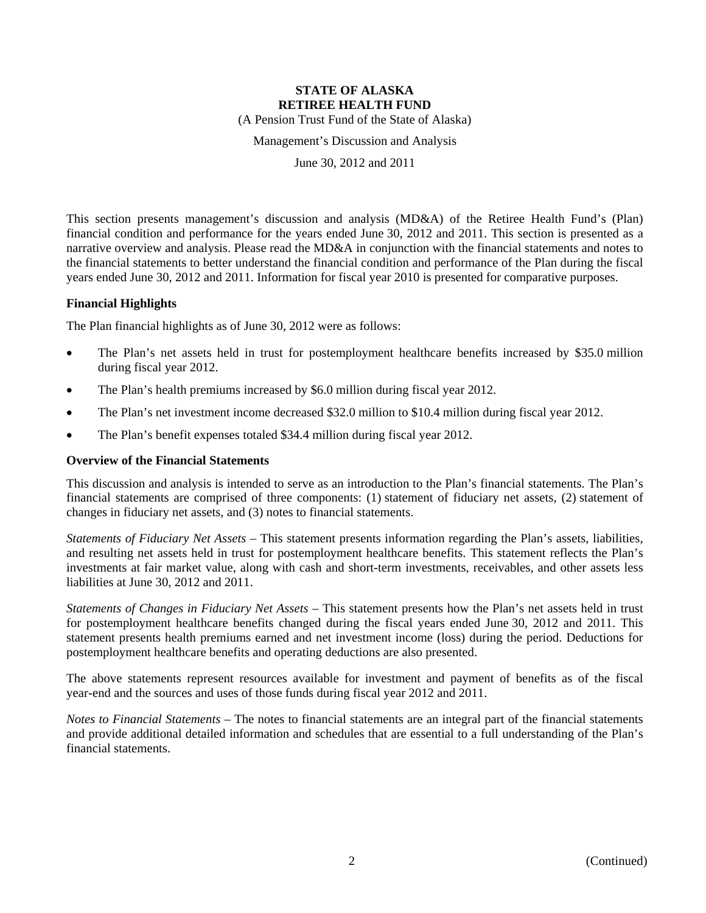# STATE OF ALASKA
# RETIREE HEALTH FUND

(A Pension Trust Fund of the State of Alaska)

Management's Discussion and Analysis

June 30, 2012 and 2011

This section presents management's discussion and analysis (MD&A) of the Retiree Health Fund's (Plan) financial condition and performance for the years ended June 30, 2012 and 2011. This section is presented as a narrative overview and analysis. Please read the MD&A in conjunction with the financial statements and notes to the financial statements to better understand the financial condition and performance of the Plan during the fiscal years ended June 30, 2012 and 2011. Information for fiscal year 2010 is presented for comparative purposes.

**Financial Highlights**

The Plan financial highlights as of June 30, 2012 were as follows:

- The Plan's net assets held in trust for postemployment healthcare benefits increased by $35.0 million during fiscal year 2012.
- The Plan's health premiums increased by $6.0 million during fiscal year 2012.
- The Plan's net investment income decreased $32.0 million to $10.4 million during fiscal year 2012.
- The Plan's benefit expenses totaled $34.4 million during fiscal year 2012.

**Overview of the Financial Statements**

This discussion and analysis is intended to serve as an introduction to the Plan's financial statements. The Plan's financial statements are comprised of three components: (1) statement of fiduciary net assets, (2) statement of changes in fiduciary net assets, and (3) notes to financial statements.

*Statements of Fiduciary Net Assets* – This statement presents information regarding the Plan's assets, liabilities, and resulting net assets held in trust for postemployment healthcare benefits. This statement reflects the Plan's investments at fair market value, along with cash and short-term investments, receivables, and other assets less liabilities at June 30, 2012 and 2011.

*Statements of Changes in Fiduciary Net Assets* – This statement presents how the Plan's net assets held in trust for postemployment healthcare benefits changed during the fiscal years ended June 30, 2012 and 2011. This statement presents health premiums earned and net investment income (loss) during the period. Deductions for postemployment healthcare benefits and operating deductions are also presented.

The above statements represent resources available for investment and payment of benefits as of the fiscal year-end and the sources and uses of those funds during fiscal year 2012 and 2011.

*Notes to Financial Statements* – The notes to financial statements are an integral part of the financial statements and provide additional detailed information and schedules that are essential to a full understanding of the Plan's financial statements.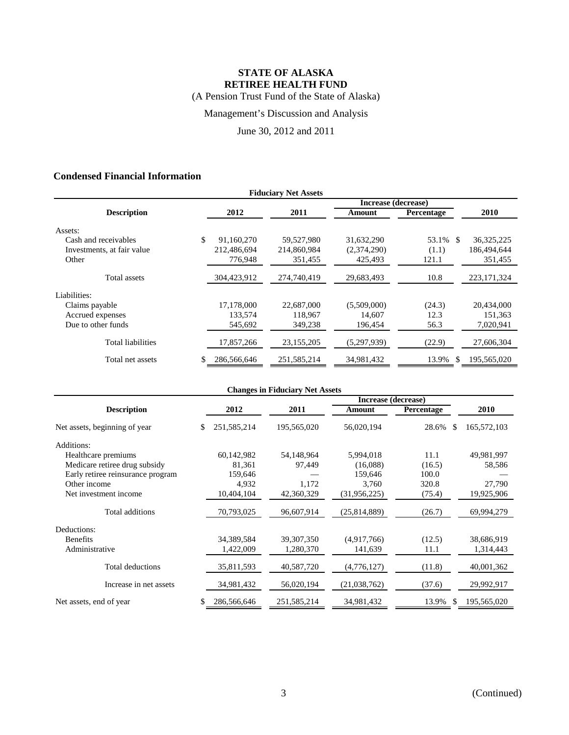# STATE OF ALASKA
# RETIREE HEALTH FUND

(A Pension Trust Fund of the State of Alaska)

Management's Discussion and Analysis

June 30, 2012 and 2011

## Condensed Financial Information

**Fiduciary Net Assets**

| Description | 2012 | 2011 | Increase (decrease) Amount | Increase (decrease) Percentage | 2010 |
|---|---|---|---|---|---|
| Assets: | | | | | |
| Cash and receivables | $ 91,160,270 | 59,527,980 | 31,632,290 | 53.1% | $ 36,325,225 |
| Investments, at fair value | 212,486,694 | 214,860,984 | (2,374,290) | (1.1) | 186,494,644 |
| Other | 776,948 | 351,455 | 425,493 | 121.1 | 351,455 |
| Total assets | 304,423,912 | 274,740,419 | 29,683,493 | 10.8 | 223,171,324 |
| Liabilities: | | | | | |
| Claims payable | 17,178,000 | 22,687,000 | (5,509,000) | (24.3) | 20,434,000 |
| Accrued expenses | 133,574 | 118,967 | 14,607 | 12.3 | 151,363 |
| Due to other funds | 545,692 | 349,238 | 196,454 | 56.3 | 7,020,941 |
| Total liabilities | 17,857,266 | 23,155,205 | (5,297,939) | (22.9) | 27,606,304 |
| Total net assets | $ 286,566,646 | 251,585,214 | 34,981,432 | 13.9% | $ 195,565,020 |

**Changes in Fiduciary Net Assets**

| Description | 2012 | 2011 | Increase (decrease) Amount | Increase (decrease) Percentage | 2010 |
|---|---|---|---|---|---|
| Net assets, beginning of year | $ 251,585,214 | 195,565,020 | 56,020,194 | 28.6% | $ 165,572,103 |
| Additions: | | | | | |
| Healthcare premiums | 60,142,982 | 54,148,964 | 5,994,018 | 11.1 | 49,981,997 |
| Medicare retiree drug subsidy | 81,361 | 97,449 | (16,088) | (16.5) | 58,586 |
| Early retiree reinsurance program | 159,646 | — | 159,646 | 100.0 | — |
| Other income | 4,932 | 1,172 | 3,760 | 320.8 | 27,790 |
| Net investment income | 10,404,104 | 42,360,329 | (31,956,225) | (75.4) | 19,925,906 |
| Total additions | 70,793,025 | 96,607,914 | (25,814,889) | (26.7) | 69,994,279 |
| Deductions: | | | | | |
| Benefits | 34,389,584 | 39,307,350 | (4,917,766) | (12.5) | 38,686,919 |
| Administrative | 1,422,009 | 1,280,370 | 141,639 | 11.1 | 1,314,443 |
| Total deductions | 35,811,593 | 40,587,720 | (4,776,127) | (11.8) | 40,001,362 |
| Increase in net assets | 34,981,432 | 56,020,194 | (21,038,762) | (37.6) | 29,992,917 |
| Net assets, end of year | $ 286,566,646 | 251,585,214 | 34,981,432 | 13.9% | $ 195,565,020 |

(Continued)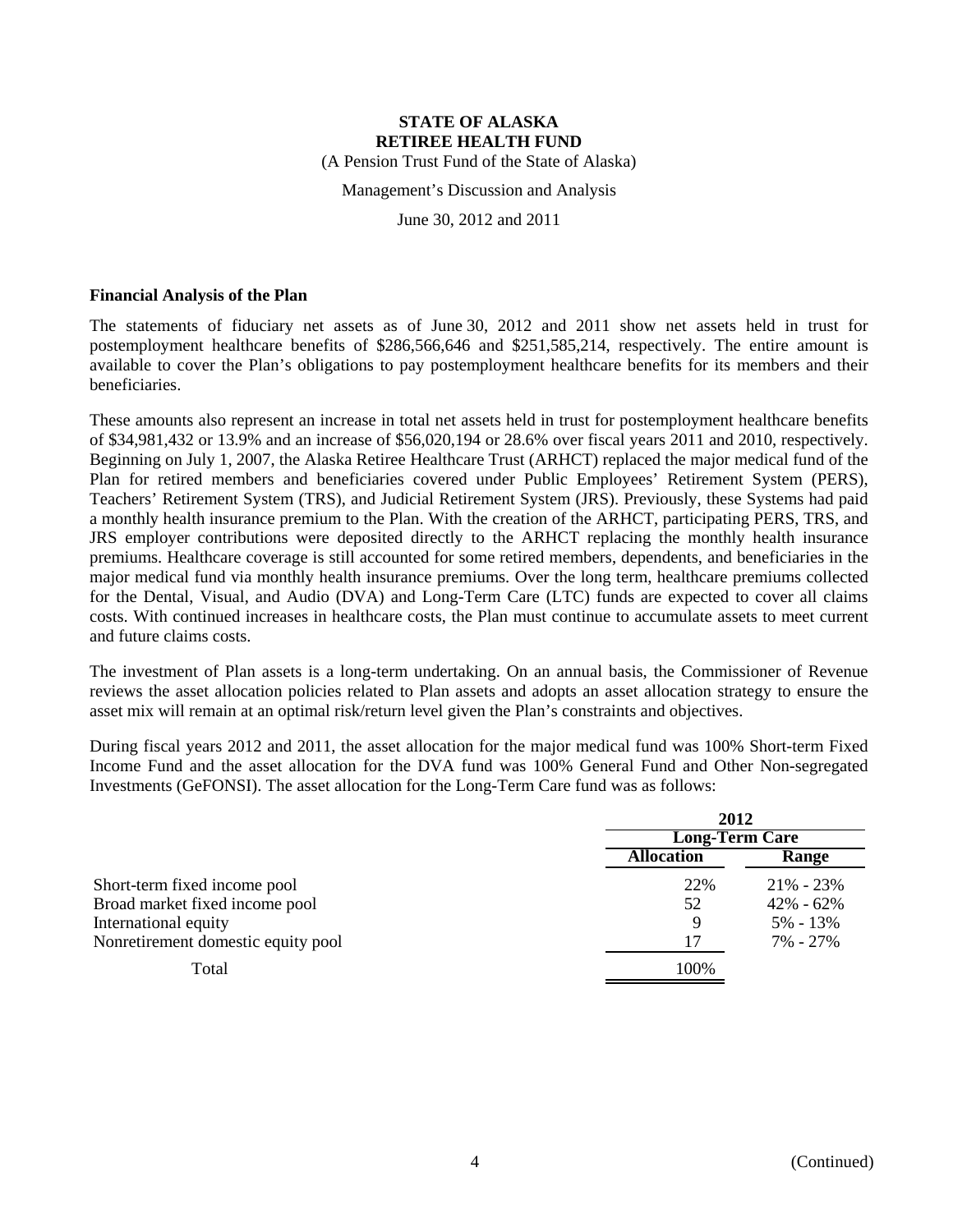**STATE OF ALASKA**
**RETIREE HEALTH FUND**
(A Pension Trust Fund of the State of Alaska)

Management's Discussion and Analysis

June 30, 2012 and 2011

**Financial Analysis of the Plan**

The statements of fiduciary net assets as of June 30, 2012 and 2011 show net assets held in trust for postemployment healthcare benefits of $286,566,646 and $251,585,214, respectively. The entire amount is available to cover the Plan's obligations to pay postemployment healthcare benefits for its members and their beneficiaries.

These amounts also represent an increase in total net assets held in trust for postemployment healthcare benefits of $34,981,432 or 13.9% and an increase of $56,020,194 or 28.6% over fiscal years 2011 and 2010, respectively. Beginning on July 1, 2007, the Alaska Retiree Healthcare Trust (ARHCT) replaced the major medical fund of the Plan for retired members and beneficiaries covered under Public Employees' Retirement System (PERS), Teachers' Retirement System (TRS), and Judicial Retirement System (JRS). Previously, these Systems had paid a monthly health insurance premium to the Plan. With the creation of the ARHCT, participating PERS, TRS, and JRS employer contributions were deposited directly to the ARHCT replacing the monthly health insurance premiums. Healthcare coverage is still accounted for some retired members, dependents, and beneficiaries in the major medical fund via monthly health insurance premiums. Over the long term, healthcare premiums collected for the Dental, Visual, and Audio (DVA) and Long-Term Care (LTC) funds are expected to cover all claims costs. With continued increases in healthcare costs, the Plan must continue to accumulate assets to meet current and future claims costs.

The investment of Plan assets is a long-term undertaking. On an annual basis, the Commissioner of Revenue reviews the asset allocation policies related to Plan assets and adopts an asset allocation strategy to ensure the asset mix will remain at an optimal risk/return level given the Plan's constraints and objectives.

During fiscal years 2012 and 2011, the asset allocation for the major medical fund was 100% Short-term Fixed Income Fund and the asset allocation for the DVA fund was 100% General Fund and Other Non-segregated Investments (GeFONSI). The asset allocation for the Long-Term Care fund was as follows:

| | 2012 | |
|---|---|---|
| | Long-Term Care | |
| | Allocation | Range |
| Short-term fixed income pool | 22% | 21% - 23% |
| Broad market fixed income pool | 52 | 42% - 62% |
| International equity | 9 | 5% - 13% |
| Nonretirement domestic equity pool | 17 | 7% - 27% |
| Total | 100% | |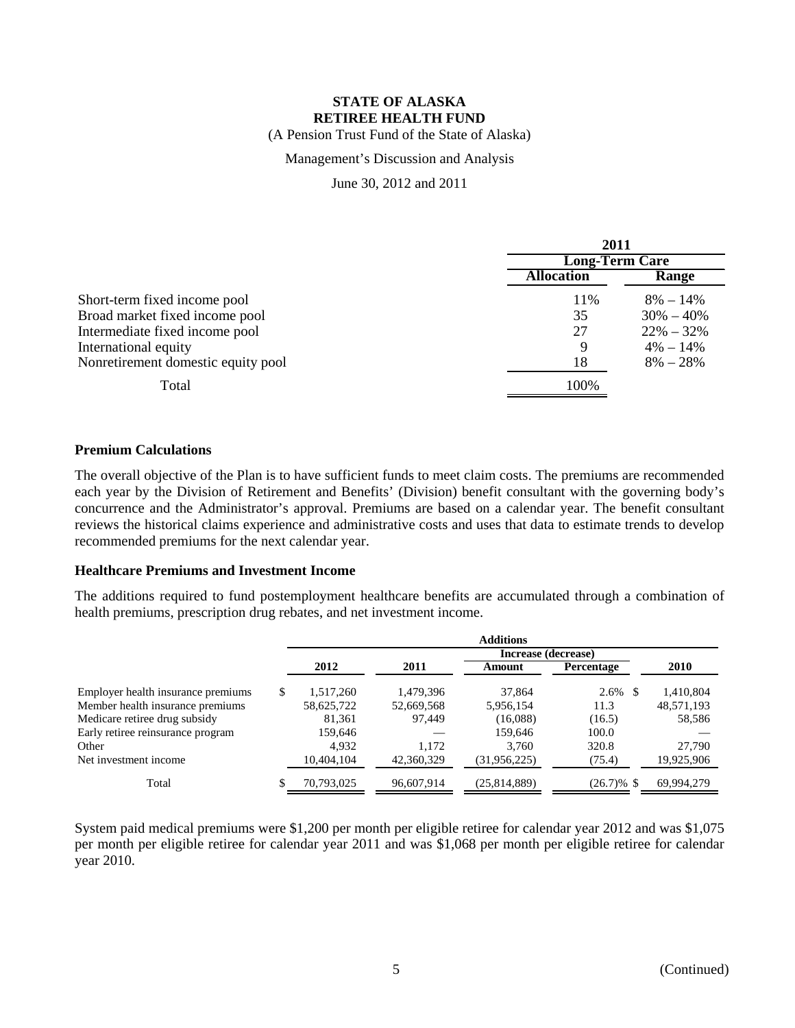# STATE OF ALASKA
# RETIREE HEALTH FUND

(A Pension Trust Fund of the State of Alaska)

Management's Discussion and Analysis

June 30, 2012 and 2011

| | 2011 | |
|---|---|---|
| | Long-Term Care | |
| | Allocation | Range |
| Short-term fixed income pool | 11% | 8% – 14% |
| Broad market fixed income pool | 35 | 30% – 40% |
| Intermediate fixed income pool | 27 | 22% – 32% |
| International equity | 9 | 4% – 14% |
| Nonretirement domestic equity pool | 18 | 8% – 28% |
| Total | 100% | |

### Premium Calculations

The overall objective of the Plan is to have sufficient funds to meet claim costs. The premiums are recommended each year by the Division of Retirement and Benefits' (Division) benefit consultant with the governing body's concurrence and the Administrator's approval. Premiums are based on a calendar year. The benefit consultant reviews the historical claims experience and administrative costs and uses that data to estimate trends to develop recommended premiums for the next calendar year.

### Healthcare Premiums and Investment Income

The additions required to fund postemployment healthcare benefits are accumulated through a combination of health premiums, prescription drug rebates, and net investment income.

| | Additions | | | | |
|---|---|---|---|---|---|
| | | | Increase (decrease) | | |
| | 2012 | 2011 | Amount | Percentage | 2010 |
| Employer health insurance premiums | $ 1,517,260 | 1,479,396 | 37,864 | 2.6% | $ 1,410,804 |
| Member health insurance premiums | 58,625,722 | 52,669,568 | 5,956,154 | 11.3 | 48,571,193 |
| Medicare retiree drug subsidy | 81,361 | 97,449 | (16,088) | (16.5) | 58,586 |
| Early retiree reinsurance program | 159,646 | — | 159,646 | 100.0 | — |
| Other | 4,932 | 1,172 | 3,760 | 320.8 | 27,790 |
| Net investment income | 10,404,104 | 42,360,329 | (31,956,225) | (75.4) | 19,925,906 |
| Total | $ 70,793,025 | 96,607,914 | (25,814,889) | (26.7)% | $ 69,994,279 |

System paid medical premiums were $1,200 per month per eligible retiree for calendar year 2012 and was $1,075 per month per eligible retiree for calendar year 2011 and was $1,068 per month per eligible retiree for calendar year 2010.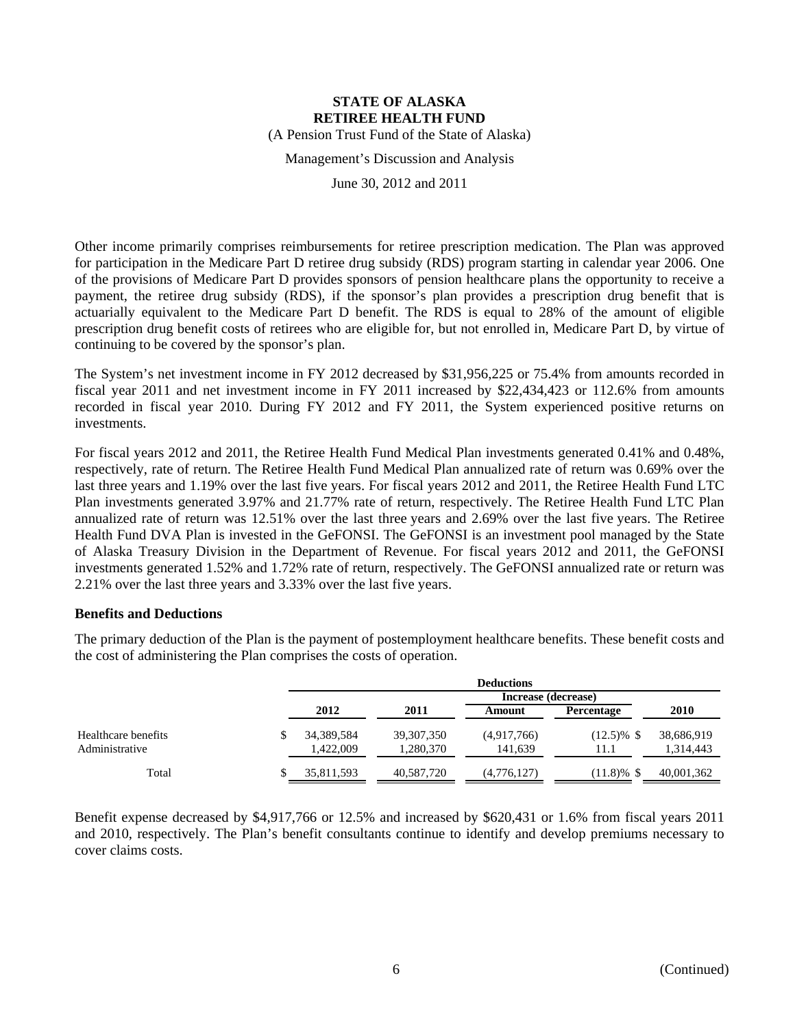Other income primarily comprises reimbursements for retiree prescription medication. The Plan was approved for participation in the Medicare Part D retiree drug subsidy (RDS) program starting in calendar year 2006. One of the provisions of Medicare Part D provides sponsors of pension healthcare plans the opportunity to receive a payment, the retiree drug subsidy (RDS), if the sponsor's plan provides a prescription drug benefit that is actuarially equivalent to the Medicare Part D benefit. The RDS is equal to 28% of the amount of eligible prescription drug benefit costs of retirees who are eligible for, but not enrolled in, Medicare Part D, by virtue of continuing to be covered by the sponsor's plan.

The System's net investment income in FY 2012 decreased by $31,956,225 or 75.4% from amounts recorded in fiscal year 2011 and net investment income in FY 2011 increased by $22,434,423 or 112.6% from amounts recorded in fiscal year 2010. During FY 2012 and FY 2011, the System experienced positive returns on investments.

For fiscal years 2012 and 2011, the Retiree Health Fund Medical Plan investments generated 0.41% and 0.48%, respectively, rate of return. The Retiree Health Fund Medical Plan annualized rate of return was 0.69% over the last three years and 1.19% over the last five years. For fiscal years 2012 and 2011, the Retiree Health Fund LTC Plan investments generated 3.97% and 21.77% rate of return, respectively. The Retiree Health Fund LTC Plan annualized rate of return was 12.51% over the last three years and 2.69% over the last five years. The Retiree Health Fund DVA Plan is invested in the GeFONSI. The GeFONSI is an investment pool managed by the State of Alaska Treasury Division in the Department of Revenue. For fiscal years 2012 and 2011, the GeFONSI investments generated 1.52% and 1.72% rate of return, respectively. The GeFONSI annualized rate or return was 2.21% over the last three years and 3.33% over the last five years.

**Benefits and Deductions**

The primary deduction of the Plan is the payment of postemployment healthcare benefits. These benefit costs and the cost of administering the Plan comprises the costs of operation.

| | Deductions | | | | |
|---|---|---|---|---|---|
| | | | Increase (decrease) | | |
| | 2012 | 2011 | Amount | Percentage | 2010 |
| Healthcare benefits | $ 34,389,584 | 39,307,350 | (4,917,766) | (12.5)% | $ 38,686,919 |
| Administrative | 1,422,009 | 1,280,370 | 141,639 | 11.1 | 1,314,443 |
| Total | $ 35,811,593 | 40,587,720 | (4,776,127) | (11.8)% | $ 40,001,362 |

Benefit expense decreased by $4,917,766 or 12.5% and increased by $620,431 or 1.6% from fiscal years 2011 and 2010, respectively. The Plan's benefit consultants continue to identify and develop premiums necessary to cover claims costs.

(Continued)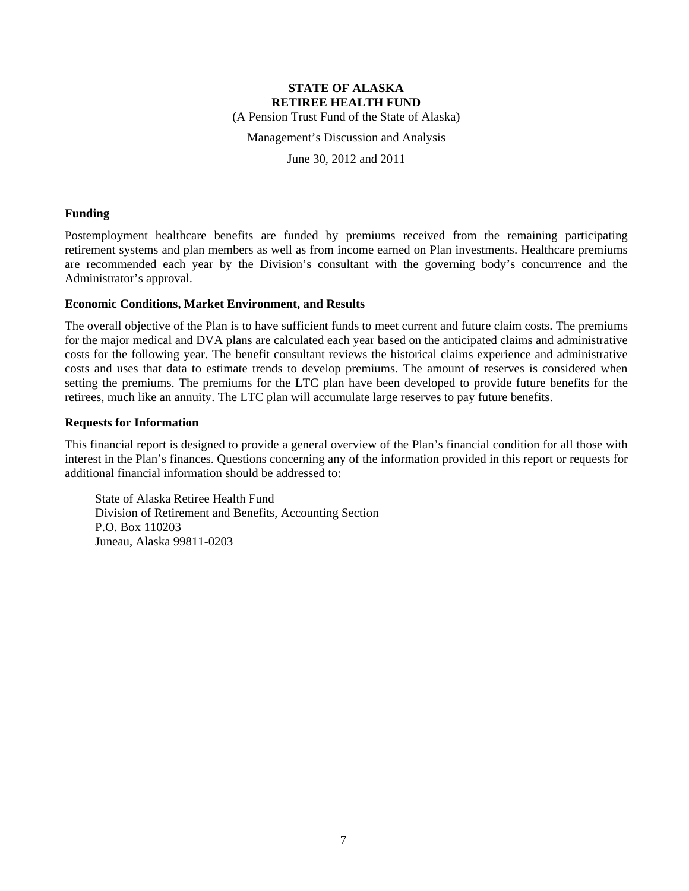**STATE OF ALASKA**
**RETIREE HEALTH FUND**
(A Pension Trust Fund of the State of Alaska)
Management's Discussion and Analysis
June 30, 2012 and 2011

### Funding

Postemployment healthcare benefits are funded by premiums received from the remaining participating retirement systems and plan members as well as from income earned on Plan investments. Healthcare premiums are recommended each year by the Division's consultant with the governing body's concurrence and the Administrator's approval.

### Economic Conditions, Market Environment, and Results

The overall objective of the Plan is to have sufficient funds to meet current and future claim costs. The premiums for the major medical and DVA plans are calculated each year based on the anticipated claims and administrative costs for the following year. The benefit consultant reviews the historical claims experience and administrative costs and uses that data to estimate trends to develop premiums. The amount of reserves is considered when setting the premiums. The premiums for the LTC plan have been developed to provide future benefits for the retirees, much like an annuity. The LTC plan will accumulate large reserves to pay future benefits.

### Requests for Information

This financial report is designed to provide a general overview of the Plan's financial condition for all those with interest in the Plan's finances. Questions concerning any of the information provided in this report or requests for additional financial information should be addressed to:

State of Alaska Retiree Health Fund
Division of Retirement and Benefits, Accounting Section
P.O. Box 110203
Juneau, Alaska 99811-0203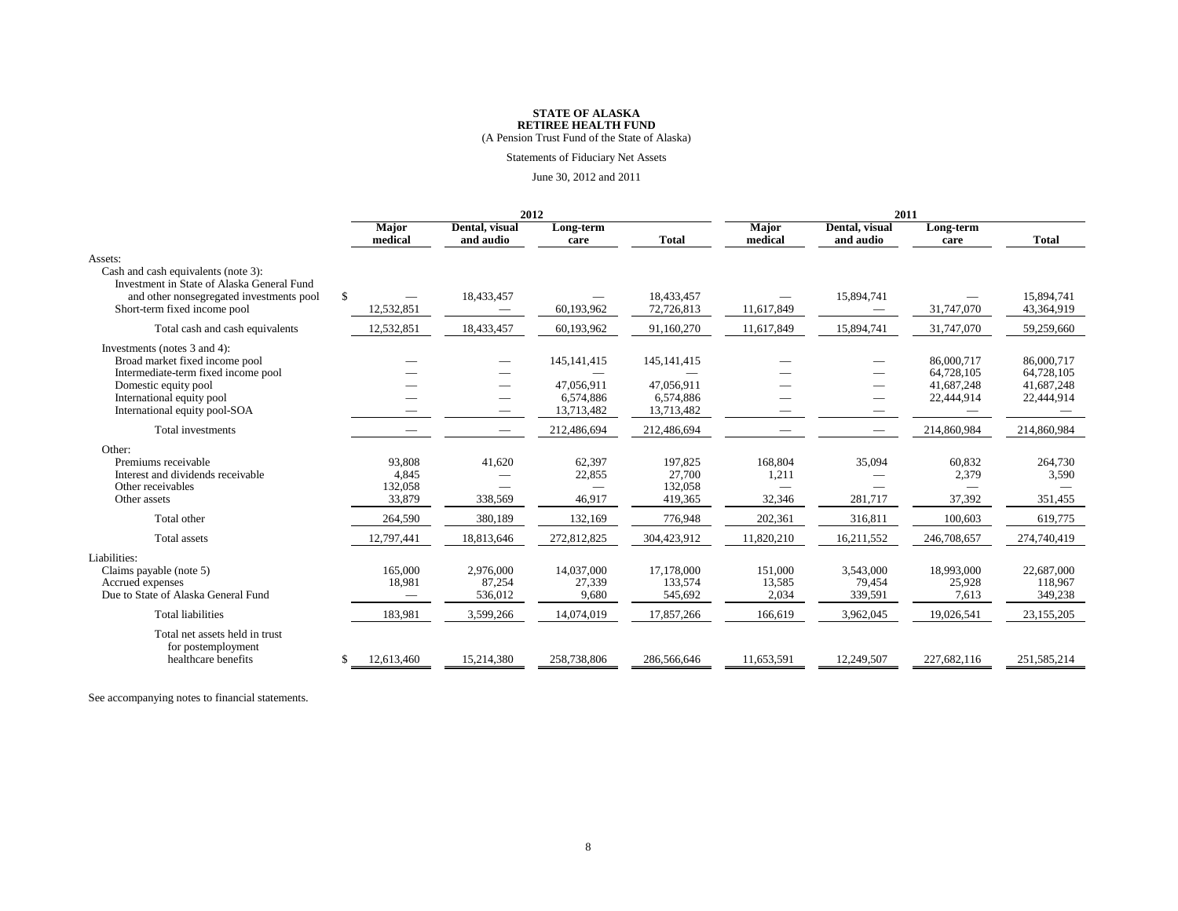**STATE OF ALASKA**
**RETIREE HEALTH FUND**
(A Pension Trust Fund of the State of Alaska)

Statements of Fiduciary Net Assets

June 30, 2012 and 2011

| | 2012 | | | | 2011 | | | |
|---|---|---|---|---|---|---|---|---|
| | Major medical | Dental, visual and audio | Long-term care | Total | Major medical | Dental, visual and audio | Long-term care | Total |
| Assets: | | | | | | | | |
| Cash and cash equivalents (note 3): | | | | | | | | |
| Investment in State of Alaska General Fund and other nonsegregated investments pool | $ — | 18,433,457 | — | 18,433,457 | — | 15,894,741 | — | 15,894,741 |
| Short-term fixed income pool | 12,532,851 | — | 60,193,962 | 72,726,813 | 11,617,849 | — | 31,747,070 | 43,364,919 |
| Total cash and cash equivalents | 12,532,851 | 18,433,457 | 60,193,962 | 91,160,270 | 11,617,849 | 15,894,741 | 31,747,070 | 59,259,660 |
| Investments (notes 3 and 4): | | | | | | | | |
| Broad market fixed income pool | — | — | 145,141,415 | 145,141,415 | — | — | 86,000,717 | 86,000,717 |
| Intermediate-term fixed income pool | — | — | — | — | — | — | 64,728,105 | 64,728,105 |
| Domestic equity pool | — | — | 47,056,911 | 47,056,911 | — | — | 41,687,248 | 41,687,248 |
| International equity pool | — | — | 6,574,886 | 6,574,886 | — | — | 22,444,914 | 22,444,914 |
| International equity pool-SOA | — | — | 13,713,482 | 13,713,482 | — | — | — | — |
| Total investments | — | — | 212,486,694 | 212,486,694 | — | — | 214,860,984 | 214,860,984 |
| Other: | | | | | | | | |
| Premiums receivable | 93,808 | 41,620 | 62,397 | 197,825 | 168,804 | 35,094 | 60,832 | 264,730 |
| Interest and dividends receivable | 4,845 | — | 22,855 | 27,700 | 1,211 | — | 2,379 | 3,590 |
| Other receivables | 132,058 | — | — | 132,058 | — | — | — | — |
| Other assets | 33,879 | 338,569 | 46,917 | 419,365 | 32,346 | 281,717 | 37,392 | 351,455 |
| Total other | 264,590 | 380,189 | 132,169 | 776,948 | 202,361 | 316,811 | 100,603 | 619,775 |
| Total assets | 12,797,441 | 18,813,646 | 272,812,825 | 304,423,912 | 11,820,210 | 16,211,552 | 246,708,657 | 274,740,419 |
| Liabilities: | | | | | | | | |
| Claims payable (note 5) | 165,000 | 2,976,000 | 14,037,000 | 17,178,000 | 151,000 | 3,543,000 | 18,993,000 | 22,687,000 |
| Accrued expenses | 18,981 | 87,254 | 27,339 | 133,574 | 13,585 | 79,454 | 25,928 | 118,967 |
| Due to State of Alaska General Fund | — | 536,012 | 9,680 | 545,692 | 2,034 | 339,591 | 7,613 | 349,238 |
| Total liabilities | 183,981 | 3,599,266 | 14,074,019 | 17,857,266 | 166,619 | 3,962,045 | 19,026,541 | 23,155,205 |
| Total net assets held in trust for postemployment healthcare benefits | $ 12,613,460 | 15,214,380 | 258,738,806 | 286,566,646 | 11,653,591 | 12,249,507 | 227,682,116 | 251,585,214 |

See accompanying notes to financial statements.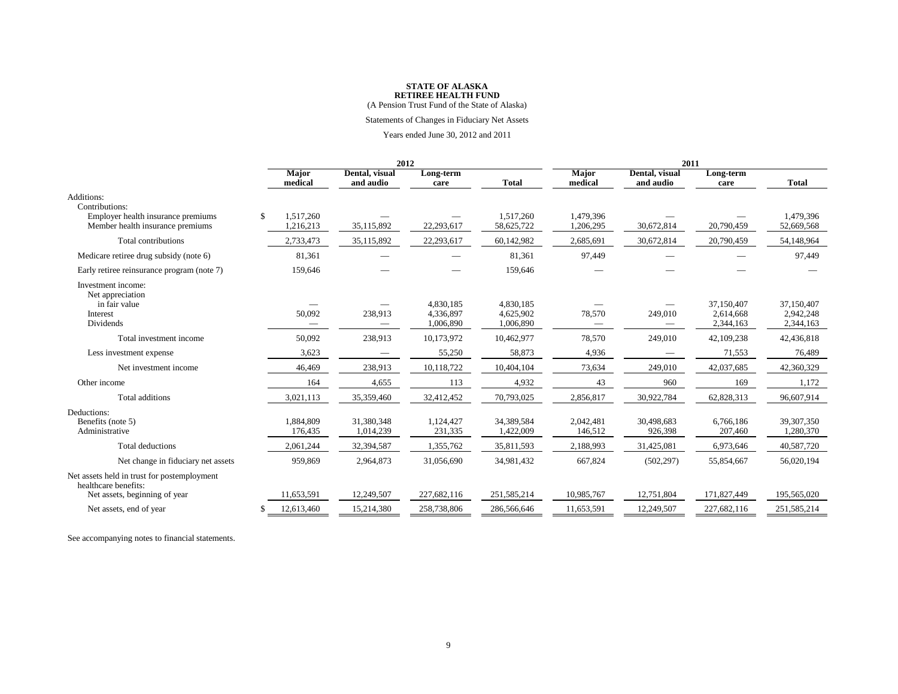**STATE OF ALASKA**
**RETIREE HEALTH FUND**
(A Pension Trust Fund of the State of Alaska)

Statements of Changes in Fiduciary Net Assets

Years ended June 30, 2012 and 2011

| | 2012 | | | | 2011 | | | |
|---|---|---|---|---|---|---|---|---|
| | **Major medical** | **Dental, visual and audio** | **Long-term care** | **Total** | **Major medical** | **Dental, visual and audio** | **Long-term care** | **Total** |
| Additions: | | | | | | | | |
| Contributions: | | | | | | | | |
| Employer health insurance premiums | $ 1,517,260 | — | — | 1,517,260 | 1,479,396 | — | — | 1,479,396 |
| Member health insurance premiums | 1,216,213 | 35,115,892 | 22,293,617 | 58,625,722 | 1,206,295 | 30,672,814 | 20,790,459 | 52,669,568 |
| Total contributions | 2,733,473 | 35,115,892 | 22,293,617 | 60,142,982 | 2,685,691 | 30,672,814 | 20,790,459 | 54,148,964 |
| Medicare retiree drug subsidy (note 6) | 81,361 | — | — | 81,361 | 97,449 | — | — | 97,449 |
| Early retiree reinsurance program (note 7) | 159,646 | — | — | 159,646 | — | — | — | — |
| Investment income: | | | | | | | | |
| Net appreciation in fair value | — | — | 4,830,185 | 4,830,185 | — | — | 37,150,407 | 37,150,407 |
| Interest | 50,092 | 238,913 | 4,336,897 | 4,625,902 | 78,570 | 249,010 | 2,614,668 | 2,942,248 |
| Dividends | — | — | 1,006,890 | 1,006,890 | — | — | 2,344,163 | 2,344,163 |
| Total investment income | 50,092 | 238,913 | 10,173,972 | 10,462,977 | 78,570 | 249,010 | 42,109,238 | 42,436,818 |
| Less investment expense | 3,623 | — | 55,250 | 58,873 | 4,936 | — | 71,553 | 76,489 |
| Net investment income | 46,469 | 238,913 | 10,118,722 | 10,404,104 | 73,634 | 249,010 | 42,037,685 | 42,360,329 |
| Other income | 164 | 4,655 | 113 | 4,932 | 43 | 960 | 169 | 1,172 |
| Total additions | 3,021,113 | 35,359,460 | 32,412,452 | 70,793,025 | 2,856,817 | 30,922,784 | 62,828,313 | 96,607,914 |
| Deductions: | | | | | | | | |
| Benefits (note 5) | 1,884,809 | 31,380,348 | 1,124,427 | 34,389,584 | 2,042,481 | 30,498,683 | 6,766,186 | 39,307,350 |
| Administrative | 176,435 | 1,014,239 | 231,335 | 1,422,009 | 146,512 | 926,398 | 207,460 | 1,280,370 |
| Total deductions | 2,061,244 | 32,394,587 | 1,355,762 | 35,811,593 | 2,188,993 | 31,425,081 | 6,973,646 | 40,587,720 |
| Net change in fiduciary net assets | 959,869 | 2,964,873 | 31,056,690 | 34,981,432 | 667,824 | (502,297) | 55,854,667 | 56,020,194 |
| Net assets held in trust for postemployment healthcare benefits: | | | | | | | | |
| Net assets, beginning of year | 11,653,591 | 12,249,507 | 227,682,116 | 251,585,214 | 10,985,767 | 12,751,804 | 171,827,449 | 195,565,020 |
| Net assets, end of year | $ 12,613,460 | 15,214,380 | 258,738,806 | 286,566,646 | 11,653,591 | 12,249,507 | 227,682,116 | 251,585,214 |

See accompanying notes to financial statements.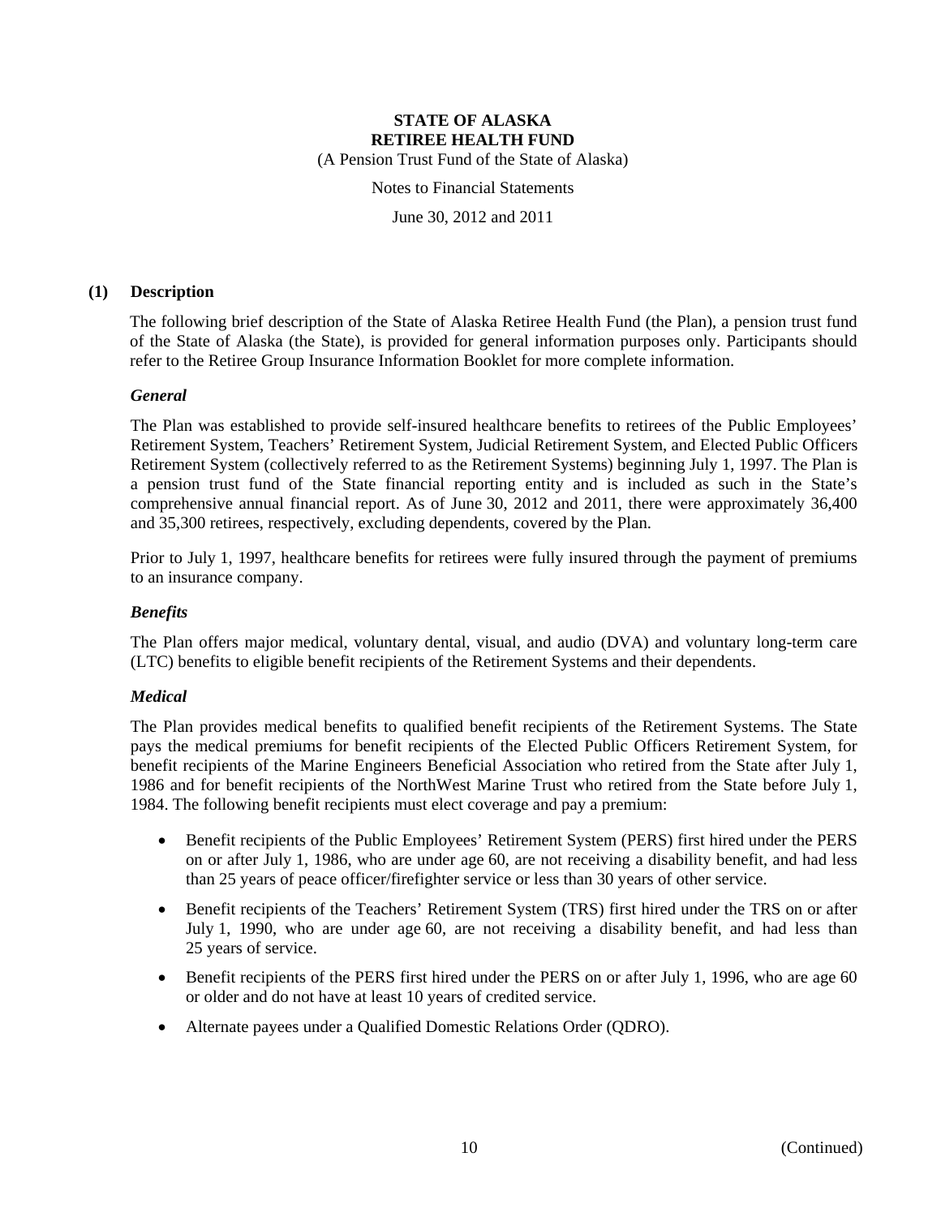# STATE OF ALASKA
# RETIREE HEALTH FUND

(A Pension Trust Fund of the State of Alaska)

Notes to Financial Statements

June 30, 2012 and 2011

## (1) Description

The following brief description of the State of Alaska Retiree Health Fund (the Plan), a pension trust fund of the State of Alaska (the State), is provided for general information purposes only. Participants should refer to the Retiree Group Insurance Information Booklet for more complete information.

### *General*

The Plan was established to provide self-insured healthcare benefits to retirees of the Public Employees' Retirement System, Teachers' Retirement System, Judicial Retirement System, and Elected Public Officers Retirement System (collectively referred to as the Retirement Systems) beginning July 1, 1997. The Plan is a pension trust fund of the State financial reporting entity and is included as such in the State's comprehensive annual financial report. As of June 30, 2012 and 2011, there were approximately 36,400 and 35,300 retirees, respectively, excluding dependents, covered by the Plan.

Prior to July 1, 1997, healthcare benefits for retirees were fully insured through the payment of premiums to an insurance company.

### *Benefits*

The Plan offers major medical, voluntary dental, visual, and audio (DVA) and voluntary long-term care (LTC) benefits to eligible benefit recipients of the Retirement Systems and their dependents.

### *Medical*

The Plan provides medical benefits to qualified benefit recipients of the Retirement Systems. The State pays the medical premiums for benefit recipients of the Elected Public Officers Retirement System, for benefit recipients of the Marine Engineers Beneficial Association who retired from the State after July 1, 1986 and for benefit recipients of the NorthWest Marine Trust who retired from the State before July 1, 1984. The following benefit recipients must elect coverage and pay a premium:

- Benefit recipients of the Public Employees' Retirement System (PERS) first hired under the PERS on or after July 1, 1986, who are under age 60, are not receiving a disability benefit, and had less than 25 years of peace officer/firefighter service or less than 30 years of other service.
- Benefit recipients of the Teachers' Retirement System (TRS) first hired under the TRS on or after July 1, 1990, who are under age 60, are not receiving a disability benefit, and had less than 25 years of service.
- Benefit recipients of the PERS first hired under the PERS on or after July 1, 1996, who are age 60 or older and do not have at least 10 years of credited service.
- Alternate payees under a Qualified Domestic Relations Order (QDRO).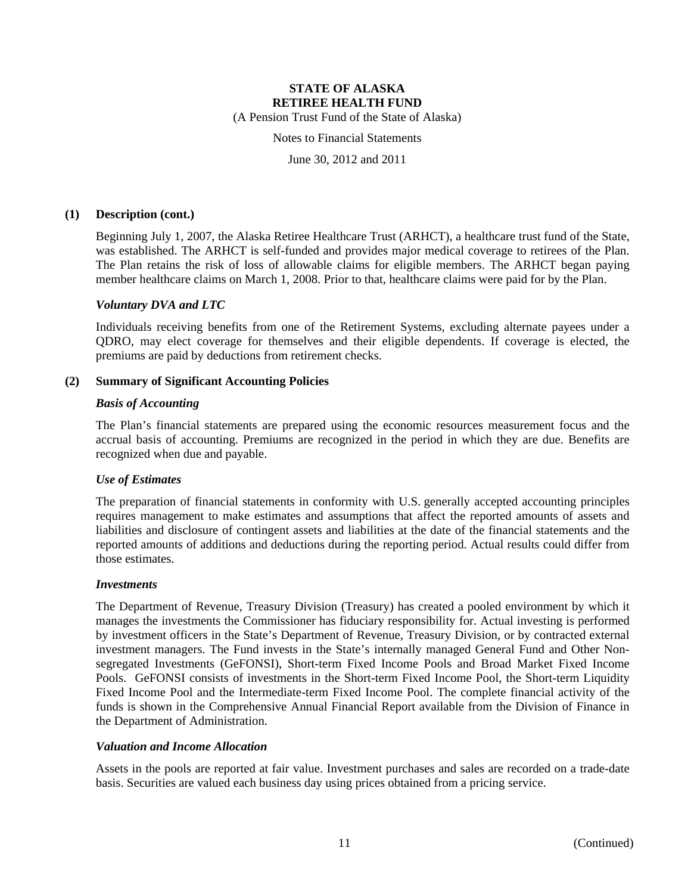## (1) Description (cont.)

Beginning July 1, 2007, the Alaska Retiree Healthcare Trust (ARHCT), a healthcare trust fund of the State, was established. The ARHCT is self-funded and provides major medical coverage to retirees of the Plan. The Plan retains the risk of loss of allowable claims for eligible members. The ARHCT began paying member healthcare claims on March 1, 2008. Prior to that, healthcare claims were paid for by the Plan.

### *Voluntary DVA and LTC*

Individuals receiving benefits from one of the Retirement Systems, excluding alternate payees under a QDRO, may elect coverage for themselves and their eligible dependents. If coverage is elected, the premiums are paid by deductions from retirement checks.

## (2) Summary of Significant Accounting Policies

### *Basis of Accounting*

The Plan's financial statements are prepared using the economic resources measurement focus and the accrual basis of accounting. Premiums are recognized in the period in which they are due. Benefits are recognized when due and payable.

### *Use of Estimates*

The preparation of financial statements in conformity with U.S. generally accepted accounting principles requires management to make estimates and assumptions that affect the reported amounts of assets and liabilities and disclosure of contingent assets and liabilities at the date of the financial statements and the reported amounts of additions and deductions during the reporting period. Actual results could differ from those estimates.

### *Investments*

The Department of Revenue, Treasury Division (Treasury) has created a pooled environment by which it manages the investments the Commissioner has fiduciary responsibility for. Actual investing is performed by investment officers in the State's Department of Revenue, Treasury Division, or by contracted external investment managers. The Fund invests in the State's internally managed General Fund and Other Non-segregated Investments (GeFONSI), Short-term Fixed Income Pools and Broad Market Fixed Income Pools. GeFONSI consists of investments in the Short-term Fixed Income Pool, the Short-term Liquidity Fixed Income Pool and the Intermediate-term Fixed Income Pool. The complete financial activity of the funds is shown in the Comprehensive Annual Financial Report available from the Division of Finance in the Department of Administration.

### *Valuation and Income Allocation*

Assets in the pools are reported at fair value. Investment purchases and sales are recorded on a trade-date basis. Securities are valued each business day using prices obtained from a pricing service.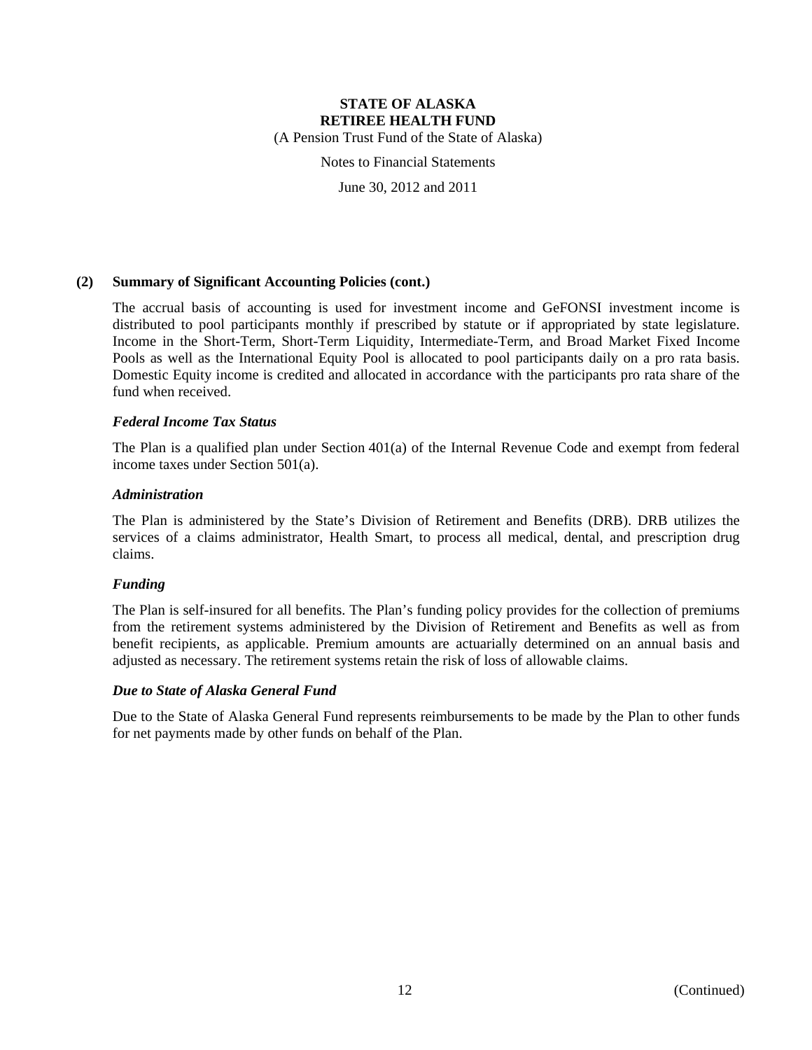### (2) Summary of Significant Accounting Policies (cont.)

The accrual basis of accounting is used for investment income and GeFONSI investment income is distributed to pool participants monthly if prescribed by statute or if appropriated by state legislature. Income in the Short-Term, Short-Term Liquidity, Intermediate-Term, and Broad Market Fixed Income Pools as well as the International Equity Pool is allocated to pool participants daily on a pro rata basis. Domestic Equity income is credited and allocated in accordance with the participants pro rata share of the fund when received.

#### *Federal Income Tax Status*

The Plan is a qualified plan under Section 401(a) of the Internal Revenue Code and exempt from federal income taxes under Section 501(a).

#### *Administration*

The Plan is administered by the State's Division of Retirement and Benefits (DRB). DRB utilizes the services of a claims administrator, Health Smart, to process all medical, dental, and prescription drug claims.

#### *Funding*

The Plan is self-insured for all benefits. The Plan's funding policy provides for the collection of premiums from the retirement systems administered by the Division of Retirement and Benefits as well as from benefit recipients, as applicable. Premium amounts are actuarially determined on an annual basis and adjusted as necessary. The retirement systems retain the risk of loss of allowable claims.

#### *Due to State of Alaska General Fund*

Due to the State of Alaska General Fund represents reimbursements to be made by the Plan to other funds for net payments made by other funds on behalf of the Plan.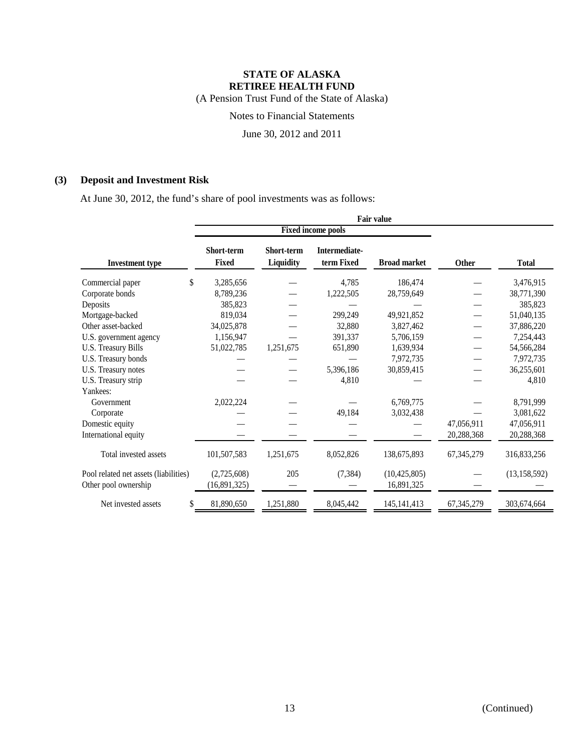**STATE OF ALASKA**
**RETIREE HEALTH FUND**
(A Pension Trust Fund of the State of Alaska)

Notes to Financial Statements

June 30, 2012 and 2011

## (3) Deposit and Investment Risk

At June 30, 2012, the fund's share of pool investments was as follows:

| | Fair value | | | | | |
|---|---|---|---|---|---|---|
| | Fixed income pools | | | | | |
| **Investment type** | **Short-term Fixed** | **Short-term Liquidity** | **Intermediate-term Fixed** | **Broad market** | **Other** | **Total** |
| Commercial paper | $ 3,285,656 | — | 4,785 | 186,474 | — | 3,476,915 |
| Corporate bonds | 8,789,236 | — | 1,222,505 | 28,759,649 | — | 38,771,390 |
| Deposits | 385,823 | — | — | — | — | 385,823 |
| Mortgage-backed | 819,034 | — | 299,249 | 49,921,852 | — | 51,040,135 |
| Other asset-backed | 34,025,878 | — | 32,880 | 3,827,462 | — | 37,886,220 |
| U.S. government agency | 1,156,947 | — | 391,337 | 5,706,159 | — | 7,254,443 |
| U.S. Treasury Bills | 51,022,785 | 1,251,675 | 651,890 | 1,639,934 | — | 54,566,284 |
| U.S. Treasury bonds | — | — | — | 7,972,735 | — | 7,972,735 |
| U.S. Treasury notes | — | — | 5,396,186 | 30,859,415 | — | 36,255,601 |
| U.S. Treasury strip | — | — | 4,810 | — | — | 4,810 |
| Yankees: | | | | | | |
| Government | 2,022,224 | — | — | 6,769,775 | — | 8,791,999 |
| Corporate | — | — | 49,184 | 3,032,438 | — | 3,081,622 |
| Domestic equity | — | — | — | — | 47,056,911 | 47,056,911 |
| International equity | — | — | — | — | 20,288,368 | 20,288,368 |
| Total invested assets | 101,507,583 | 1,251,675 | 8,052,826 | 138,675,893 | 67,345,279 | 316,833,256 |
| Pool related net assets (liabilities) | (2,725,608) | 205 | (7,384) | (10,425,805) | — | (13,158,592) |
| Other pool ownership | (16,891,325) | — | — | 16,891,325 | — | — |
| Net invested assets | $ 81,890,650 | 1,251,880 | 8,045,442 | 145,141,413 | 67,345,279 | 303,674,664 |

(Continued)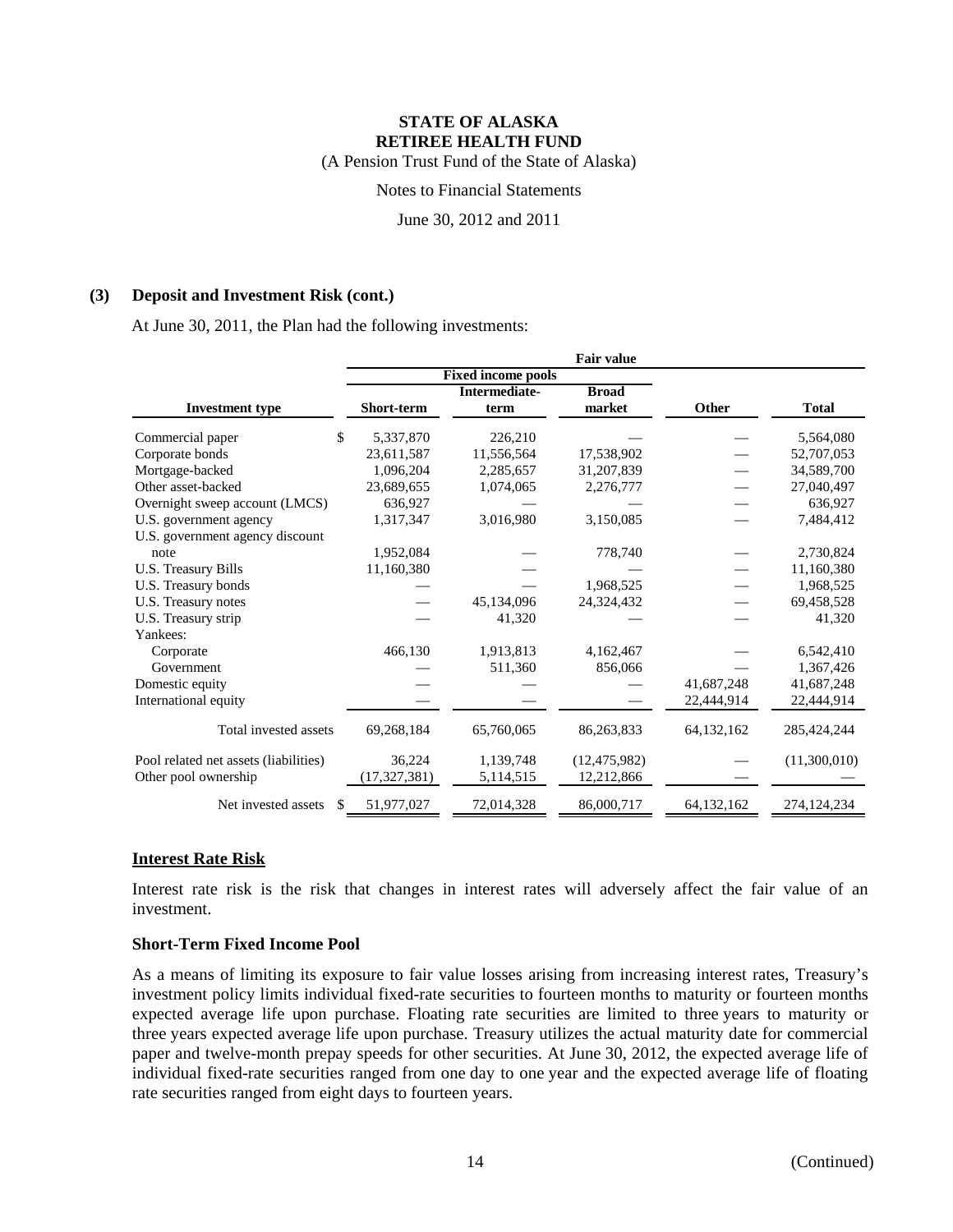**STATE OF ALASKA**
**RETIREE HEALTH FUND**
(A Pension Trust Fund of the State of Alaska)

Notes to Financial Statements

June 30, 2012 and 2011

**(3) Deposit and Investment Risk (cont.)**

At June 30, 2011, the Plan had the following investments:

| | Fair value | | | | |
|---|---|---|---|---|---|
| | Fixed income pools | | | | |
| **Investment type** | **Short-term** | **Intermediate-term** | **Broad market** | **Other** | **Total** |
| Commercial paper | $ 5,337,870 | 226,210 | — | — | 5,564,080 |
| Corporate bonds | 23,611,587 | 11,556,564 | 17,538,902 | — | 52,707,053 |
| Mortgage-backed | 1,096,204 | 2,285,657 | 31,207,839 | — | 34,589,700 |
| Other asset-backed | 23,689,655 | 1,074,065 | 2,276,777 | — | 27,040,497 |
| Overnight sweep account (LMCS) | 636,927 | — | — | — | 636,927 |
| U.S. government agency | 1,317,347 | 3,016,980 | 3,150,085 | — | 7,484,412 |
| U.S. government agency discount note | 1,952,084 | — | 778,740 | — | 2,730,824 |
| U.S. Treasury Bills | 11,160,380 | — | — | — | 11,160,380 |
| U.S. Treasury bonds | — | — | 1,968,525 | — | 1,968,525 |
| U.S. Treasury notes | — | 45,134,096 | 24,324,432 | — | 69,458,528 |
| U.S. Treasury strip | — | 41,320 | — | — | 41,320 |
| Yankees: | | | | | |
| Corporate | 466,130 | 1,913,813 | 4,162,467 | — | 6,542,410 |
| Government | — | 511,360 | 856,066 | — | 1,367,426 |
| Domestic equity | — | — | — | 41,687,248 | 41,687,248 |
| International equity | — | — | — | 22,444,914 | 22,444,914 |
| Total invested assets | 69,268,184 | 65,760,065 | 86,263,833 | 64,132,162 | 285,424,244 |
| Pool related net assets (liabilities) | 36,224 | 1,139,748 | (12,475,982) | — | (11,300,010) |
| Other pool ownership | (17,327,381) | 5,114,515 | 12,212,866 | — | — |
| Net invested assets | $ 51,977,027 | 72,014,328 | 86,000,717 | 64,132,162 | 274,124,234 |

**Interest Rate Risk**

Interest rate risk is the risk that changes in interest rates will adversely affect the fair value of an investment.

**Short-Term Fixed Income Pool**

As a means of limiting its exposure to fair value losses arising from increasing interest rates, Treasury's investment policy limits individual fixed-rate securities to fourteen months to maturity or fourteen months expected average life upon purchase. Floating rate securities are limited to three years to maturity or three years expected average life upon purchase. Treasury utilizes the actual maturity date for commercial paper and twelve-month prepay speeds for other securities. At June 30, 2012, the expected average life of individual fixed-rate securities ranged from one day to one year and the expected average life of floating rate securities ranged from eight days to fourteen years.

(Continued)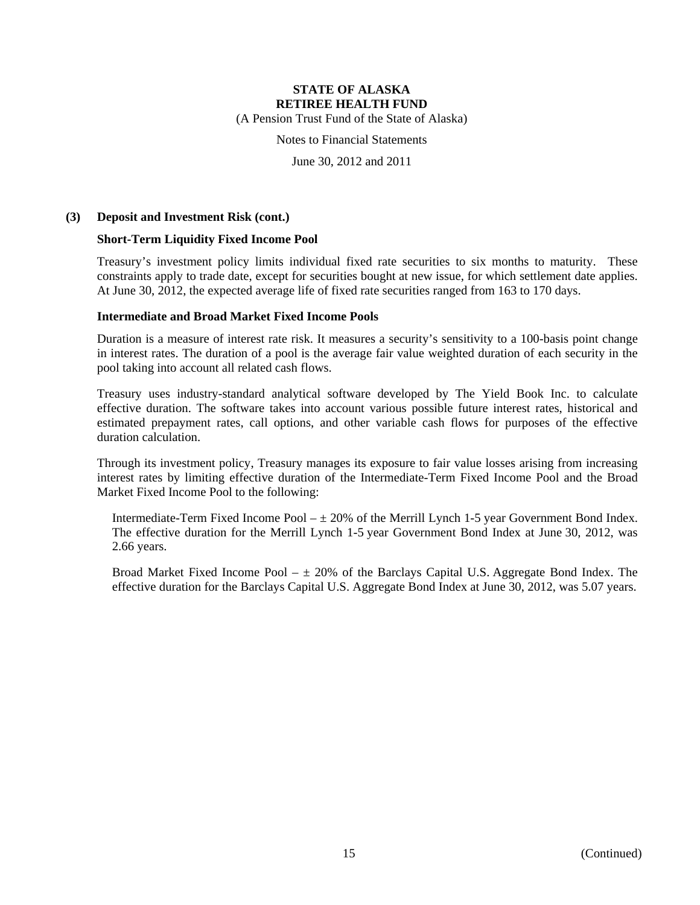### (3) Deposit and Investment Risk (cont.)

**Short-Term Liquidity Fixed Income Pool**

Treasury's investment policy limits individual fixed rate securities to six months to maturity. These constraints apply to trade date, except for securities bought at new issue, for which settlement date applies. At June 30, 2012, the expected average life of fixed rate securities ranged from 163 to 170 days.

**Intermediate and Broad Market Fixed Income Pools**

Duration is a measure of interest rate risk. It measures a security's sensitivity to a 100-basis point change in interest rates. The duration of a pool is the average fair value weighted duration of each security in the pool taking into account all related cash flows.

Treasury uses industry-standard analytical software developed by The Yield Book Inc. to calculate effective duration. The software takes into account various possible future interest rates, historical and estimated prepayment rates, call options, and other variable cash flows for purposes of the effective duration calculation.

Through its investment policy, Treasury manages its exposure to fair value losses arising from increasing interest rates by limiting effective duration of the Intermediate-Term Fixed Income Pool and the Broad Market Fixed Income Pool to the following:

Intermediate-Term Fixed Income Pool – ± 20% of the Merrill Lynch 1-5 year Government Bond Index. The effective duration for the Merrill Lynch 1-5 year Government Bond Index at June 30, 2012, was 2.66 years.

Broad Market Fixed Income Pool – ± 20% of the Barclays Capital U.S. Aggregate Bond Index. The effective duration for the Barclays Capital U.S. Aggregate Bond Index at June 30, 2012, was 5.07 years.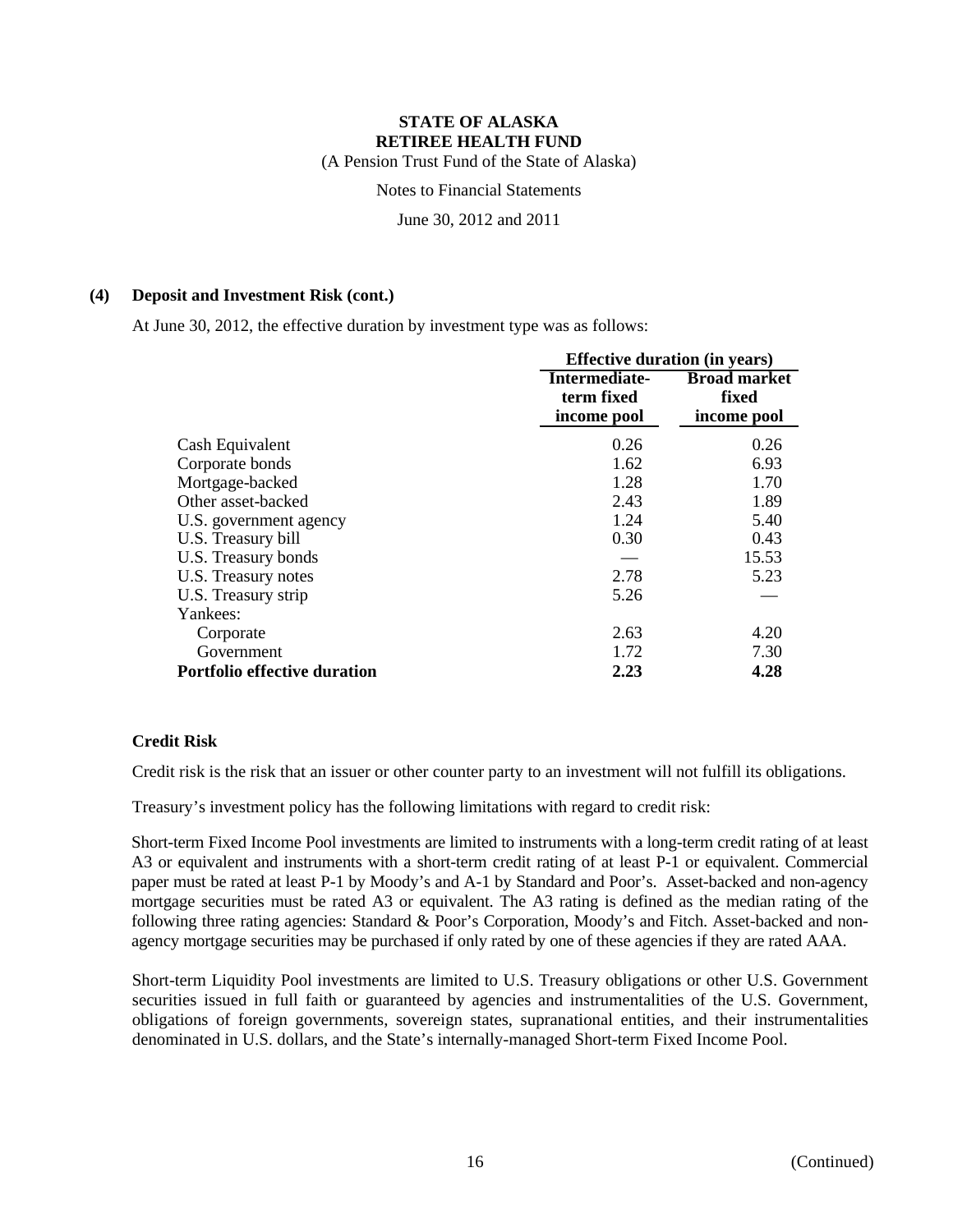**STATE OF ALASKA**
**RETIREE HEALTH FUND**
(A Pension Trust Fund of the State of Alaska)

Notes to Financial Statements

June 30, 2012 and 2011

## (4) Deposit and Investment Risk (cont.)

At June 30, 2012, the effective duration by investment type was as follows:

| | Effective duration (in years) | |
|---|---|---|
| | Intermediate-term fixed income pool | Broad market fixed income pool |
| Cash Equivalent | 0.26 | 0.26 |
| Corporate bonds | 1.62 | 6.93 |
| Mortgage-backed | 1.28 | 1.70 |
| Other asset-backed | 2.43 | 1.89 |
| U.S. government agency | 1.24 | 5.40 |
| U.S. Treasury bill | 0.30 | 0.43 |
| U.S. Treasury bonds | — | 15.53 |
| U.S. Treasury notes | 2.78 | 5.23 |
| U.S. Treasury strip | 5.26 | — |
| Yankees: | | |
| Corporate | 2.63 | 4.20 |
| Government | 1.72 | 7.30 |
| **Portfolio effective duration** | **2.23** | **4.28** |

### Credit Risk

Credit risk is the risk that an issuer or other counter party to an investment will not fulfill its obligations.

Treasury's investment policy has the following limitations with regard to credit risk:

Short-term Fixed Income Pool investments are limited to instruments with a long-term credit rating of at least A3 or equivalent and instruments with a short-term credit rating of at least P-1 or equivalent. Commercial paper must be rated at least P-1 by Moody's and A-1 by Standard and Poor's. Asset-backed and non-agency mortgage securities must be rated A3 or equivalent. The A3 rating is defined as the median rating of the following three rating agencies: Standard & Poor's Corporation, Moody's and Fitch. Asset-backed and non-agency mortgage securities may be purchased if only rated by one of these agencies if they are rated AAA.

Short-term Liquidity Pool investments are limited to U.S. Treasury obligations or other U.S. Government securities issued in full faith or guaranteed by agencies and instrumentalities of the U.S. Government, obligations of foreign governments, sovereign states, supranational entities, and their instrumentalities denominated in U.S. dollars, and the State's internally-managed Short-term Fixed Income Pool.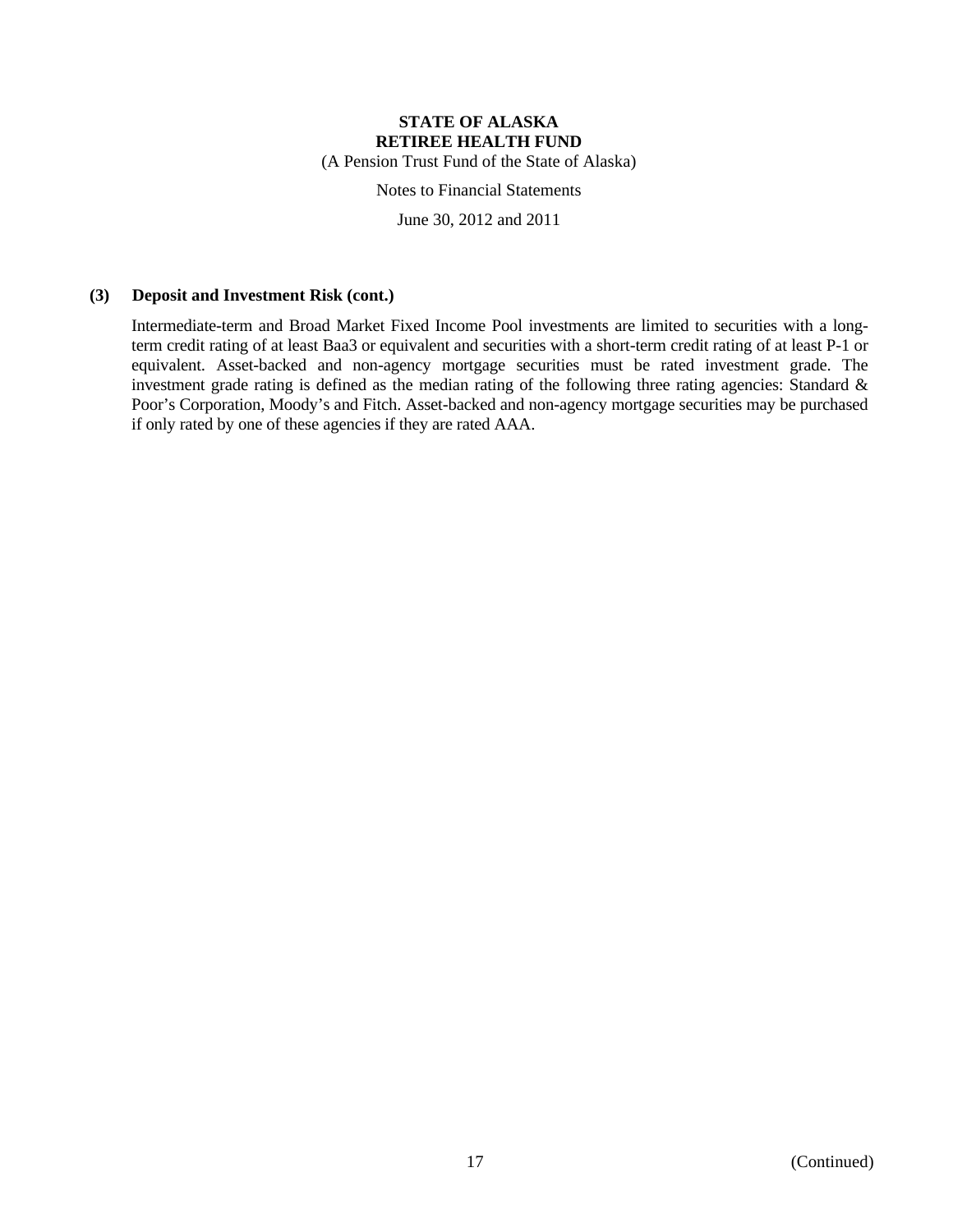### (3) Deposit and Investment Risk (cont.)

Intermediate-term and Broad Market Fixed Income Pool investments are limited to securities with a long-term credit rating of at least Baa3 or equivalent and securities with a short-term credit rating of at least P-1 or equivalent. Asset-backed and non-agency mortgage securities must be rated investment grade. The investment grade rating is defined as the median rating of the following three rating agencies: Standard & Poor's Corporation, Moody's and Fitch. Asset-backed and non-agency mortgage securities may be purchased if only rated by one of these agencies if they are rated AAA.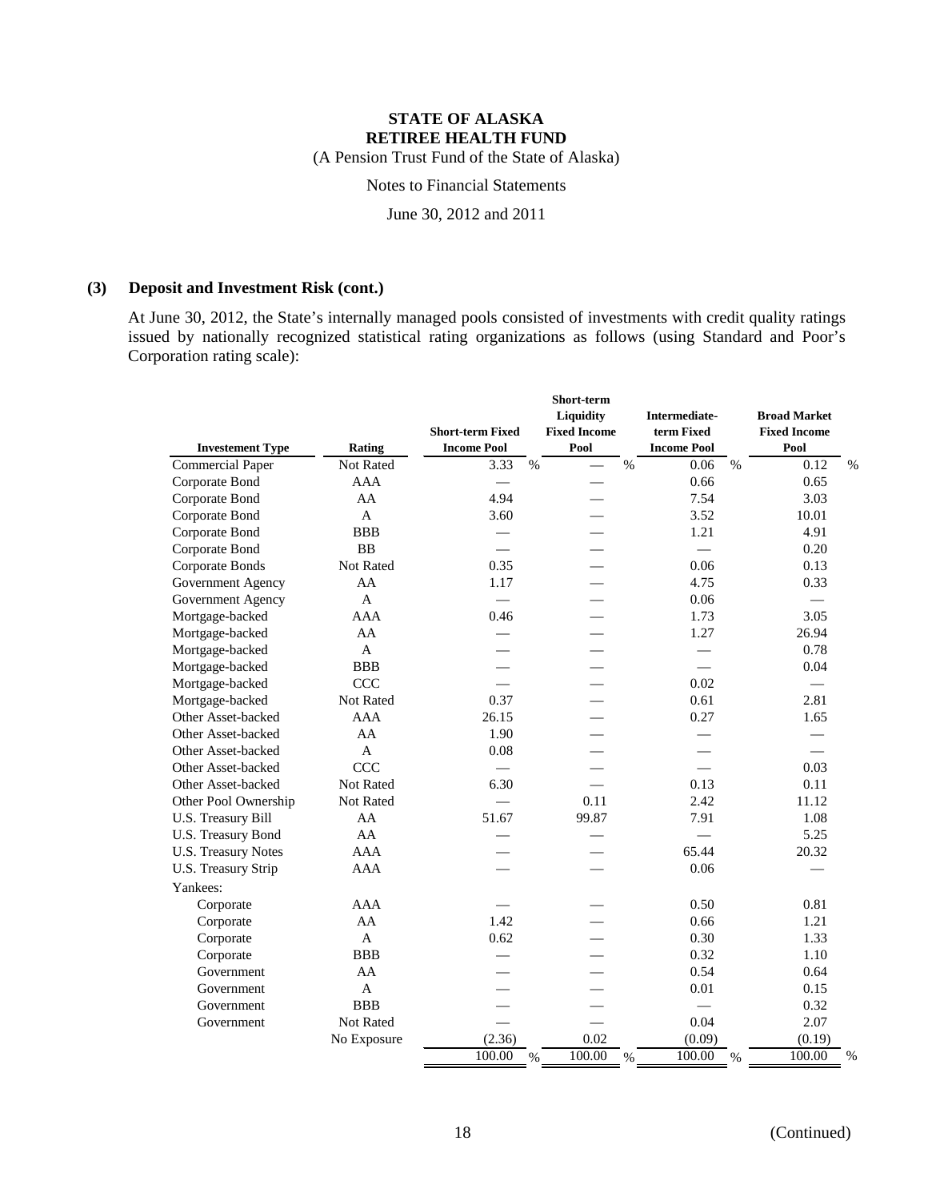**STATE OF ALASKA**
**RETIREE HEALTH FUND**
(A Pension Trust Fund of the State of Alaska)

Notes to Financial Statements

June 30, 2012 and 2011

## (3) Deposit and Investment Risk (cont.)

At June 30, 2012, the State's internally managed pools consisted of investments with credit quality ratings issued by nationally recognized statistical rating organizations as follows (using Standard and Poor's Corporation rating scale):

| Investement Type | Rating | Short-term Fixed Income Pool | Short-term Liquidity Fixed Income Pool | Intermediate-term Fixed Income Pool | Broad Market Fixed Income Pool |
|---|---|---|---|---|---|
| Commercial Paper | Not Rated | 3.33 % | — % | 0.06 % | 0.12 % |
| Corporate Bond | AAA | — | — | 0.66 | 0.65 |
| Corporate Bond | AA | 4.94 | — | 7.54 | 3.03 |
| Corporate Bond | A | 3.60 | — | 3.52 | 10.01 |
| Corporate Bond | BBB | — | — | 1.21 | 4.91 |
| Corporate Bond | BB | — | — | — | 0.20 |
| Corporate Bonds | Not Rated | 0.35 | — | 0.06 | 0.13 |
| Government Agency | AA | 1.17 | — | 4.75 | 0.33 |
| Government Agency | A | — | — | 0.06 | — |
| Mortgage-backed | AAA | 0.46 | — | 1.73 | 3.05 |
| Mortgage-backed | AA | — | — | 1.27 | 26.94 |
| Mortgage-backed | A | — | — | — | 0.78 |
| Mortgage-backed | BBB | — | — | — | 0.04 |
| Mortgage-backed | CCC | — | — | 0.02 | — |
| Mortgage-backed | Not Rated | 0.37 | — | 0.61 | 2.81 |
| Other Asset-backed | AAA | 26.15 | — | 0.27 | 1.65 |
| Other Asset-backed | AA | 1.90 | — | — | — |
| Other Asset-backed | A | 0.08 | — | — | — |
| Other Asset-backed | CCC | — | — | — | 0.03 |
| Other Asset-backed | Not Rated | 6.30 | — | 0.13 | 0.11 |
| Other Pool Ownership | Not Rated | — | 0.11 | 2.42 | 11.12 |
| U.S. Treasury Bill | AA | 51.67 | 99.87 | 7.91 | 1.08 |
| U.S. Treasury Bond | AA | — | — | — | 5.25 |
| U.S. Treasury Notes | AAA | — | — | 65.44 | 20.32 |
| U.S. Treasury Strip | AAA | — | — | 0.06 | — |
| Yankees: | | | | | |
| Corporate | AAA | — | — | 0.50 | 0.81 |
| Corporate | AA | 1.42 | — | 0.66 | 1.21 |
| Corporate | A | 0.62 | — | 0.30 | 1.33 |
| Corporate | BBB | — | — | 0.32 | 1.10 |
| Government | AA | — | — | 0.54 | 0.64 |
| Government | A | — | — | 0.01 | 0.15 |
| Government | BBB | — | — | — | 0.32 |
| Government | Not Rated | — | — | 0.04 | 2.07 |
| | No Exposure | (2.36) | 0.02 | (0.09) | (0.19) |
| | | 100.00 % | 100.00 % | 100.00 % | 100.00 % |

(Continued)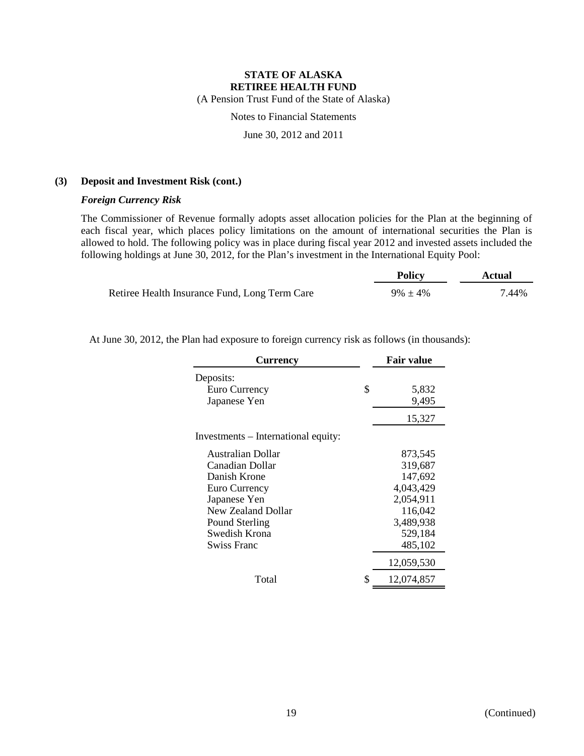**STATE OF ALASKA**
**RETIREE HEALTH FUND**
(A Pension Trust Fund of the State of Alaska)

Notes to Financial Statements

June 30, 2012 and 2011

**(3) Deposit and Investment Risk (cont.)**

***Foreign Currency Risk***

The Commissioner of Revenue formally adopts asset allocation policies for the Plan at the beginning of each fiscal year, which places policy limitations on the amount of international securities the Plan is allowed to hold. The following policy was in place during fiscal year 2012 and invested assets included the following holdings at June 30, 2012, for the Plan's investment in the International Equity Pool:

| | Policy | Actual |
|---|---|---|
| Retiree Health Insurance Fund, Long Term Care | 9% ± 4% | 7.44% |

At June 30, 2012, the Plan had exposure to foreign currency risk as follows (in thousands):

| Currency | Fair value |
|---|---|
| Deposits: | |
| Euro Currency | $ 5,832 |
| Japanese Yen | 9,495 |
| | 15,327 |
| Investments – International equity: | |
| Australian Dollar | 873,545 |
| Canadian Dollar | 319,687 |
| Danish Krone | 147,692 |
| Euro Currency | 4,043,429 |
| Japanese Yen | 2,054,911 |
| New Zealand Dollar | 116,042 |
| Pound Sterling | 3,489,938 |
| Swedish Krona | 529,184 |
| Swiss Franc | 485,102 |
| | 12,059,530 |
| Total | $ 12,074,857 |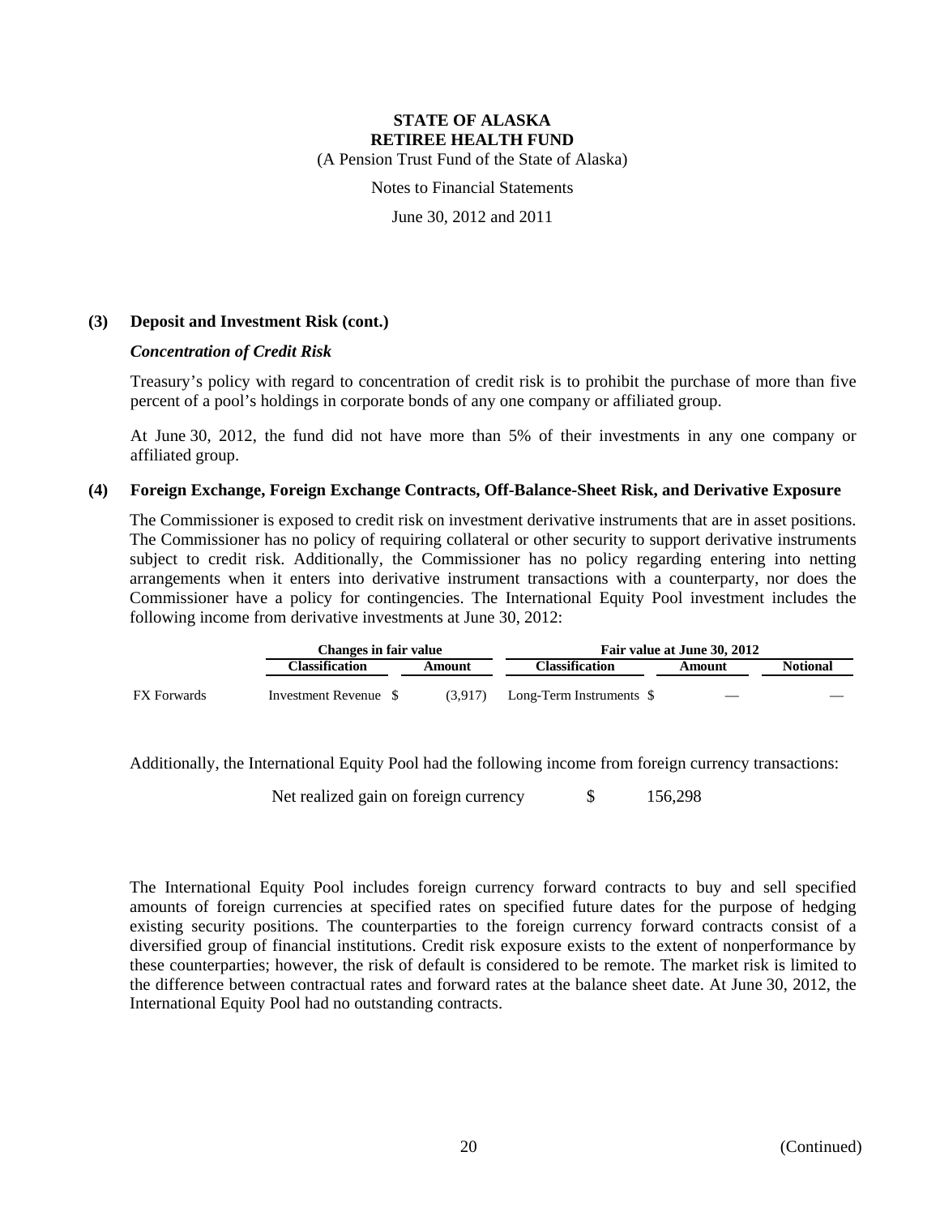### (3) Deposit and Investment Risk (cont.)

#### *Concentration of Credit Risk*

Treasury's policy with regard to concentration of credit risk is to prohibit the purchase of more than five percent of a pool's holdings in corporate bonds of any one company or affiliated group.

At June 30, 2012, the fund did not have more than 5% of their investments in any one company or affiliated group.

### (4) Foreign Exchange, Foreign Exchange Contracts, Off-Balance-Sheet Risk, and Derivative Exposure

The Commissioner is exposed to credit risk on investment derivative instruments that are in asset positions. The Commissioner has no policy of requiring collateral or other security to support derivative instruments subject to credit risk. Additionally, the Commissioner has no policy regarding entering into netting arrangements when it enters into derivative instrument transactions with a counterparty, nor does the Commissioner have a policy for contingencies. The International Equity Pool investment includes the following income from derivative investments at June 30, 2012:

| | Changes in fair value | | Fair value at June 30, 2012 | | |
|---|---|---|---|---|---|
| | **Classification** | **Amount** | **Classification** | **Amount** | **Notional** |
| FX Forwards | Investment Revenue $ | (3,917) | Long-Term Instruments $ | — | — |

Additionally, the International Equity Pool had the following income from foreign currency transactions:

| | | |
|---|---|---|
| Net realized gain on foreign currency | $ | 156,298 |

The International Equity Pool includes foreign currency forward contracts to buy and sell specified amounts of foreign currencies at specified rates on specified future dates for the purpose of hedging existing security positions. The counterparties to the foreign currency forward contracts consist of a diversified group of financial institutions. Credit risk exposure exists to the extent of nonperformance by these counterparties; however, the risk of default is considered to be remote. The market risk is limited to the difference between contractual rates and forward rates at the balance sheet date. At June 30, 2012, the International Equity Pool had no outstanding contracts.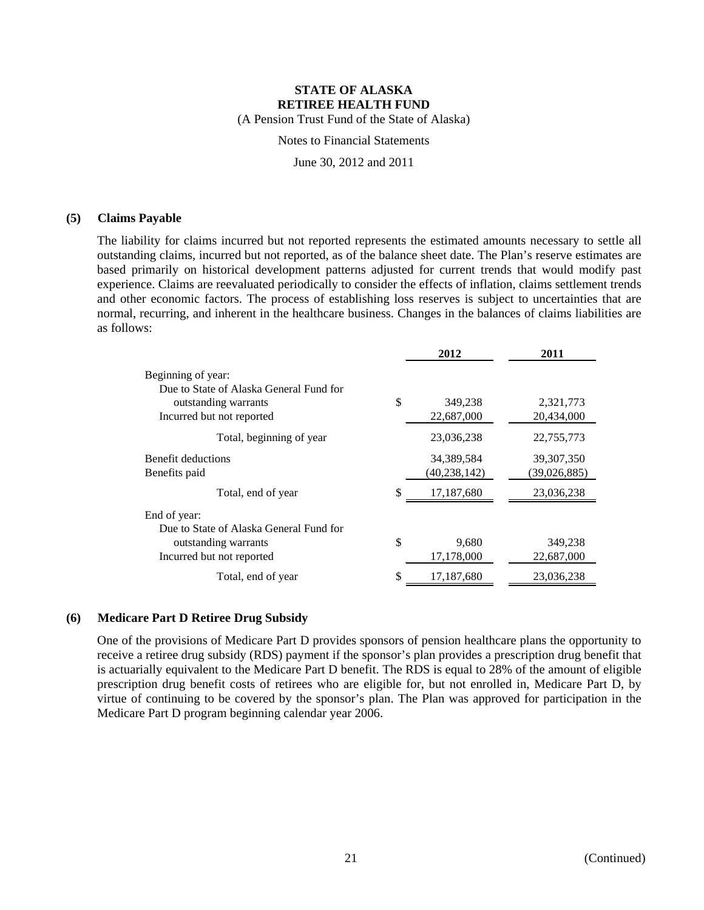**STATE OF ALASKA**
**RETIREE HEALTH FUND**
(A Pension Trust Fund of the State of Alaska)

Notes to Financial Statements

June 30, 2012 and 2011

## (5) Claims Payable

The liability for claims incurred but not reported represents the estimated amounts necessary to settle all outstanding claims, incurred but not reported, as of the balance sheet date. The Plan's reserve estimates are based primarily on historical development patterns adjusted for current trends that would modify past experience. Claims are reevaluated periodically to consider the effects of inflation, claims settlement trends and other economic factors. The process of establishing loss reserves is subject to uncertainties that are normal, recurring, and inherent in the healthcare business. Changes in the balances of claims liabilities are as follows:

| | 2012 | 2011 |
|---|---|---|
| Beginning of year: | | |
| Due to State of Alaska General Fund for outstanding warrants | $ 349,238 | 2,321,773 |
| Incurred but not reported | 22,687,000 | 20,434,000 |
| Total, beginning of year | 23,036,238 | 22,755,773 |
| Benefit deductions | 34,389,584 | 39,307,350 |
| Benefits paid | (40,238,142) | (39,026,885) |
| Total, end of year | $ 17,187,680 | 23,036,238 |
| End of year: | | |
| Due to State of Alaska General Fund for outstanding warrants | $ 9,680 | 349,238 |
| Incurred but not reported | 17,178,000 | 22,687,000 |
| Total, end of year | $ 17,187,680 | 23,036,238 |

## (6) Medicare Part D Retiree Drug Subsidy

One of the provisions of Medicare Part D provides sponsors of pension healthcare plans the opportunity to receive a retiree drug subsidy (RDS) payment if the sponsor's plan provides a prescription drug benefit that is actuarially equivalent to the Medicare Part D benefit. The RDS is equal to 28% of the amount of eligible prescription drug benefit costs of retirees who are eligible for, but not enrolled in, Medicare Part D, by virtue of continuing to be covered by the sponsor's plan. The Plan was approved for participation in the Medicare Part D program beginning calendar year 2006.

(Continued)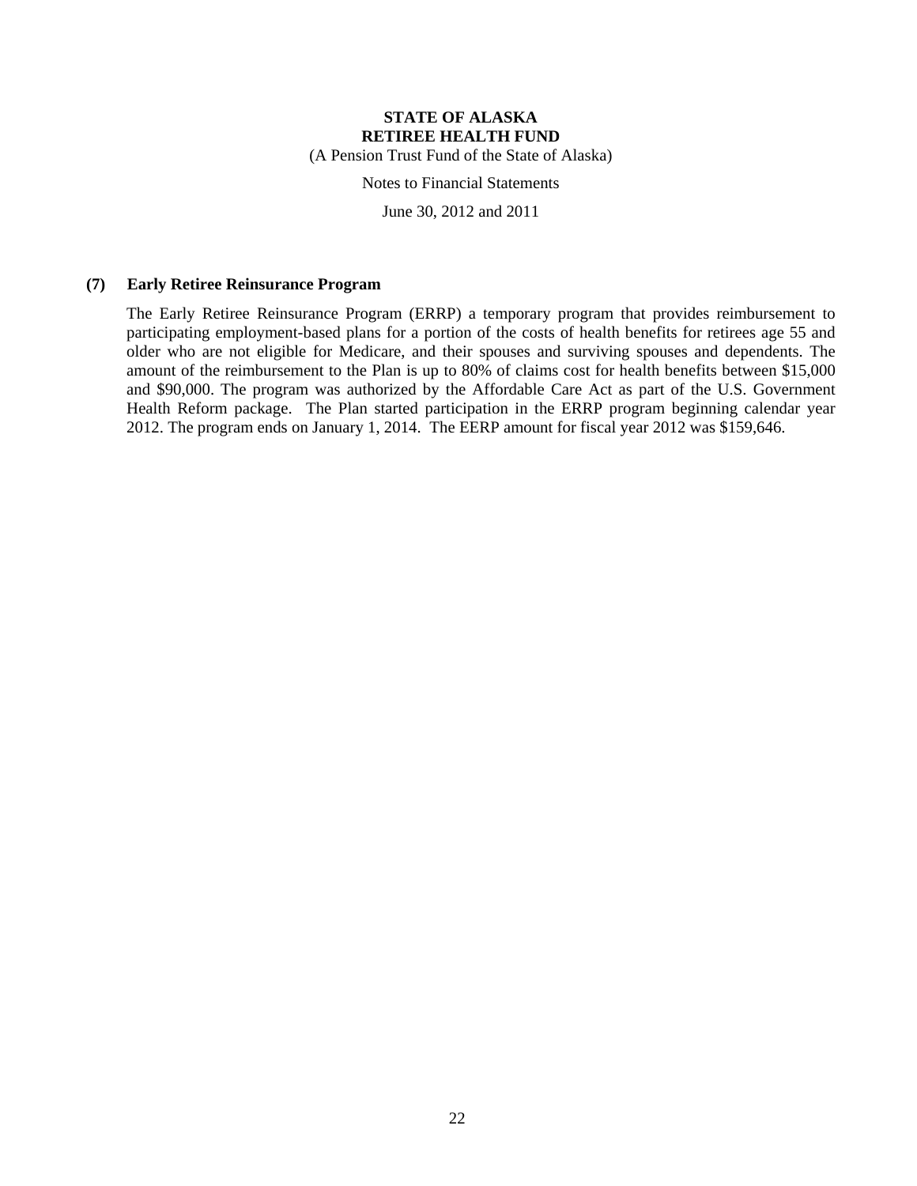# STATE OF ALASKA
# RETIREE HEALTH FUND

(A Pension Trust Fund of the State of Alaska)

Notes to Financial Statements

June 30, 2012 and 2011

## (7) Early Retiree Reinsurance Program

The Early Retiree Reinsurance Program (ERRP) a temporary program that provides reimbursement to participating employment-based plans for a portion of the costs of health benefits for retirees age 55 and older who are not eligible for Medicare, and their spouses and surviving spouses and dependents. The amount of the reimbursement to the Plan is up to 80% of claims cost for health benefits between $15,000 and $90,000. The program was authorized by the Affordable Care Act as part of the U.S. Government Health Reform package. The Plan started participation in the ERRP program beginning calendar year 2012. The program ends on January 1, 2014. The EERP amount for fiscal year 2012 was $159,646.